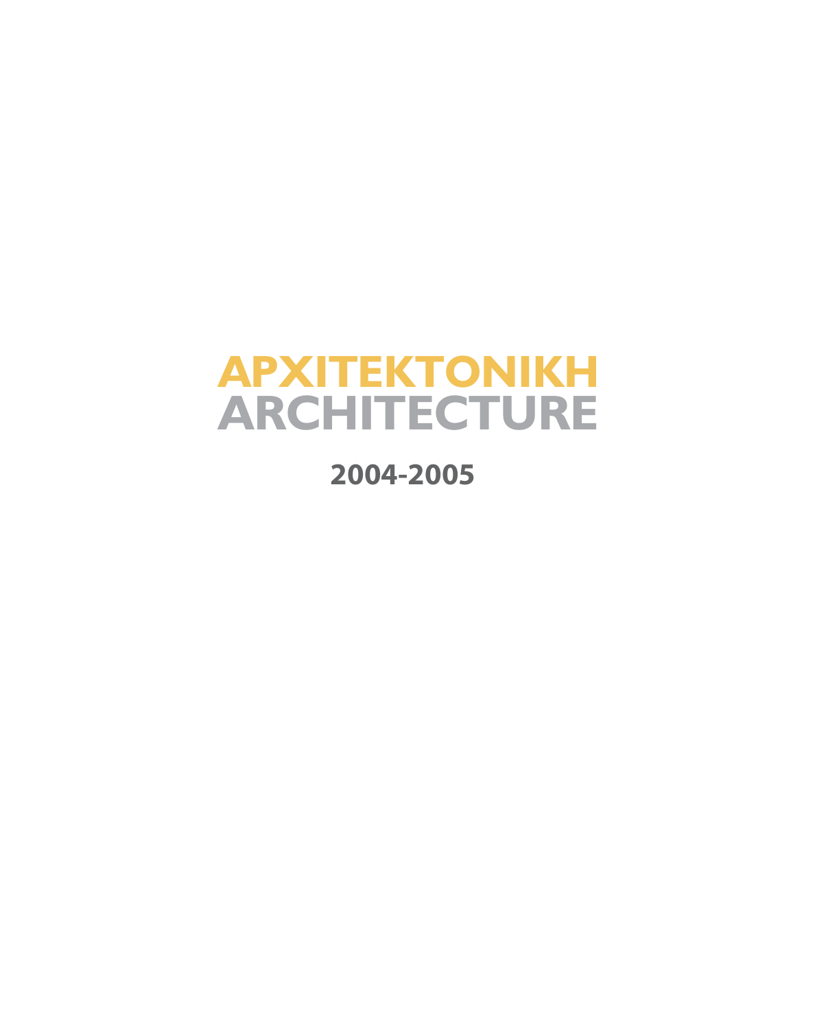# ΑΡΧΙΤΕΚΤΟΝΙΚΗ
# ARCHITECTURE

## 2004-2005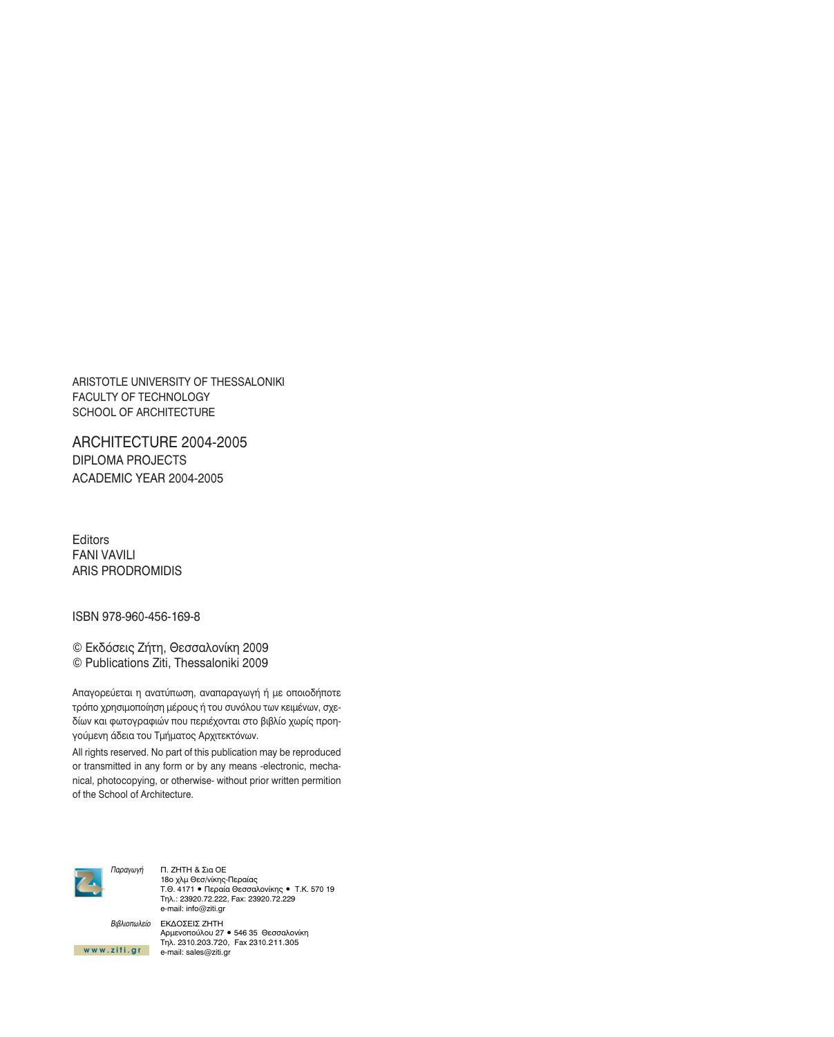ARISTOTLE UNIVERSITY OF THESSALONIKI
FACULTY OF TECHNOLOGY
SCHOOL OF ARCHITECTURE

ARCHITECTURE 2004-2005
DIPLOMA PROJECTS
ACADEMIC YEAR 2004-2005

Editors
FANI VAVILI
ARIS PRODROMIDIS

ISBN 978-960-456-169-8

© Εκδόσεις Ζήτη, Θεσσαλονίκη 2009
© Publications Ziti, Thessaloniki 2009

Απαγορεύεται η ανατύπωση, αναπαραγωγή ή με οποιοδήποτε τρόπο χρησιμοποίηση μέρους ή του συνόλου των κειμένων, σχεδίων και φωτογραφιών που περιέχονται στο βιβλίο χωρίς προηγούμενη άδεια του Τμήματος Αρχιτεκτόνων.

All rights reserved. No part of this publication may be reproduced or transmitted in any form or by any means -electronic, mechanical, photocopying, or otherwise- without prior written permition of the School of Architecture.

*Παραγωγή* Π. ΖΗΤΗ & Σια ΟΕ
18ο χλμ Θεσ/νίκης-Περαίας
Τ.Θ. 4171 • Περαία Θεσσαλονίκης • Τ.Κ. 570 19
Τηλ.: 23920.72.222, Fax: 23920.72.229
e-mail: info@ziti.gr

*Βιβλιοπωλείο* ΕΚΔΟΣΕΙΣ ΖΗΤΗ
Αρμενοπούλου 27 • 546 35 Θεσσαλονίκη
Τηλ. 2310.203.720, Fax 2310.211.305
e-mail: sales@ziti.gr

www.ziti.gr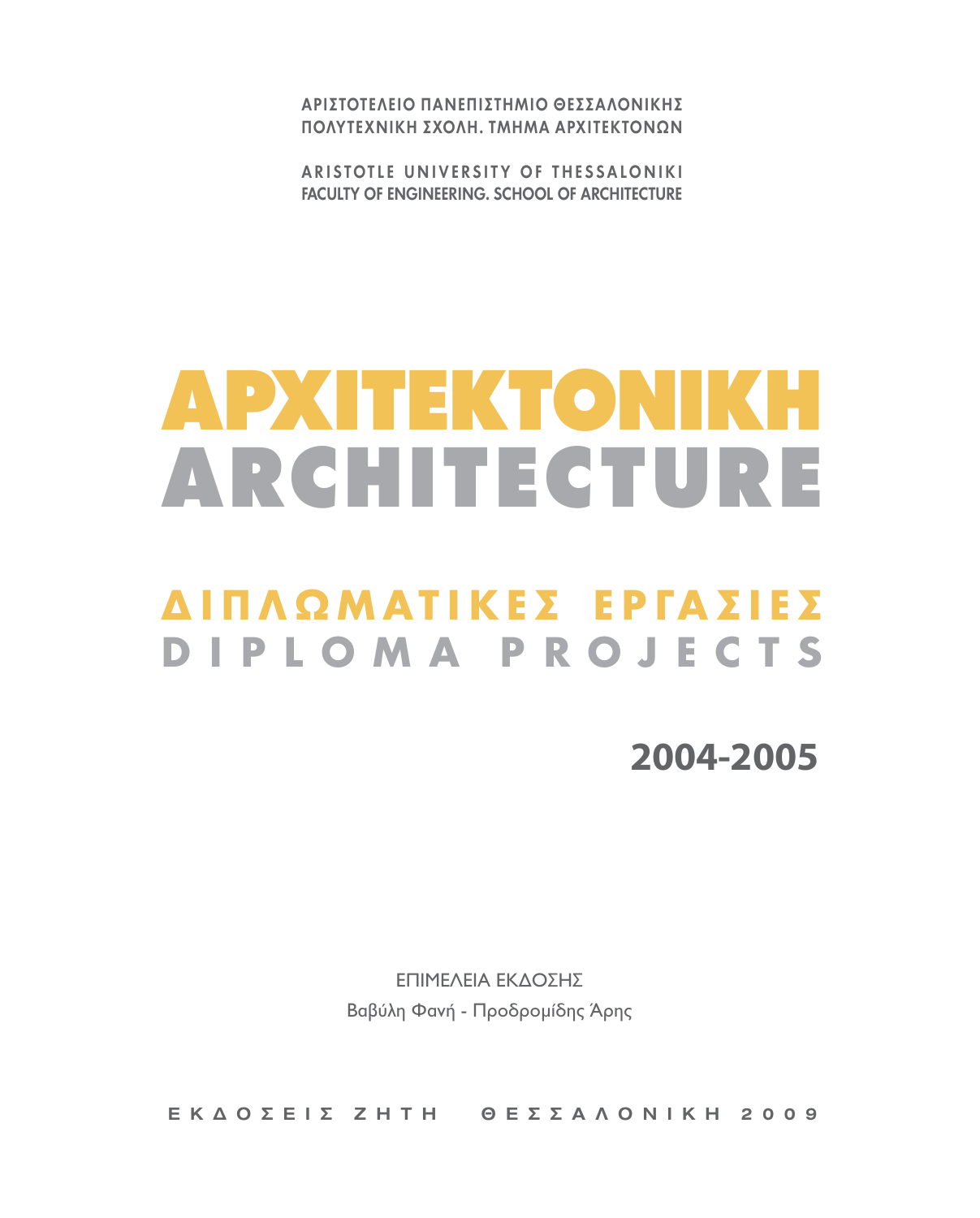ΑΡΙΣΤΟΤΕΛΕΙΟ ΠΑΝΕΠΙΣΤΗΜΙΟ ΘΕΣΣΑΛΟΝΙΚΗΣ
ΠΟΛΥΤΕΧΝΙΚΗ ΣΧΟΛΗ. ΤΜΗΜΑ ΑΡΧΙΤΕΚΤΟΝΩΝ

ARISTOTLE UNIVERSITY OF THESSALONIKI
FACULTY OF ENGINEERING. SCHOOL OF ARCHITECTURE

# ΑΡΧΙΤΕΚΤΟΝΙΚΗ
# ARCHITECTURE

## ΔΙΠΛΩΜΑΤΙΚΕΣ ΕΡΓΑΣΙΕΣ
## DIPLOMA PROJECTS

**2004-2005**

ΕΠΙΜΕΛΕΙΑ ΕΚΔΟΣΗΣ

Βαβύλη Φανή - Προδρομίδης Άρης

ΕΚΔΟΣΕΙΣ ΖΗΤΗ ΘΕΣΣΑΛΟΝΙΚΗ 2009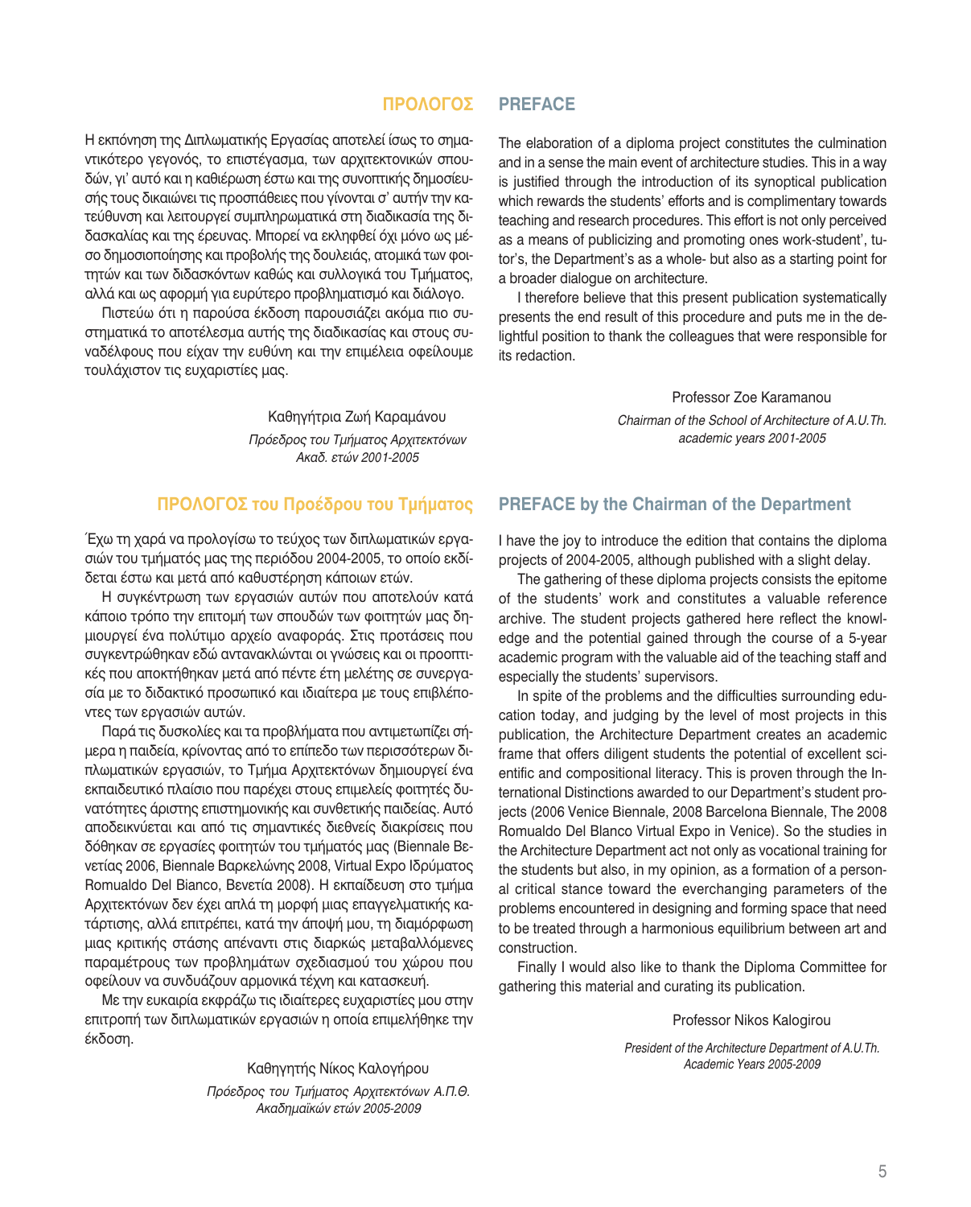## ΠΡΟΛΟΓΟΣ

Η εκπόνηση της Διπλωματικής Εργασίας αποτελεί ίσως το σημαντικότερο γεγονός, το επιστέγασμα, των αρχιτεκτονικών σπουδών, γι' αυτό και η καθιέρωση έστω και της συνοπτικής δημοσίευσής τους δικαιώνει τις προσπάθειες που γίνονται σ' αυτήν την κατεύθυνση και λειτουργεί συμπληρωματικά στη διαδικασία της διδασκαλίας και της έρευνας. Μπορεί να εκληφθεί όχι μόνο ως μέσο δημοσιοποίησης και προβολής της δουλειάς, ατομικά των φοιτητών και των διδασκόντων καθώς και συλλογικά του Τμήματος, αλλά και ως αφορμή για ευρύτερο προβληματισμό και διάλογο.

Πιστεύω ότι η παρούσα έκδοση παρουσιάζει ακόμα πιο συστηματικά το αποτέλεσμα αυτής της διαδικασίας και στους συναδέλφους που είχαν την ευθύνη και την επιμέλεια οφείλουμε τουλάχιστον τις ευχαριστίες μας.

Καθηγήτρια Ζωή Καραμάνου

*Πρόεδρος του Τμήματος Αρχιτεκτόνων*
*Ακαδ. ετών 2001-2005*

## PREFACE

The elaboration of a diploma project constitutes the culmination and in a sense the main event of architecture studies. This in a way is justified through the introduction of its synoptical publication which rewards the students' efforts and is complimentary towards teaching and research procedures. This effort is not only perceived as a means of publicizing and promoting ones work-student', tutor's, the Department's as a whole- but also as a starting point for a broader dialogue on architecture.

I therefore believe that this present publication systematically presents the end result of this procedure and puts me in the delightful position to thank the colleagues that were responsible for its redaction.

Professor Zoe Karamanou

*Chairman of the School of Architecture of A.U.Th.*
*academic years 2001-2005*

## ΠΡΟΛΟΓΟΣ του Προέδρου του Τμήματος

Έχω τη χαρά να προλογίσω το τεύχος των διπλωματικών εργασιών του τμήματός μας της περιόδου 2004-2005, το οποίο εκδίδεται έστω και μετά από καθυστέρηση κάποιων ετών.

Η συγκέντρωση των εργασιών αυτών που αποτελούν κατά κάποιο τρόπο την επιτομή των σπουδών των φοιτητών μας δημιουργεί ένα πολύτιμο αρχείο αναφοράς. Στις προτάσεις που συγκεντρώθηκαν εδώ αντανακλώνται οι γνώσεις και οι προοπτικές που αποκτήθηκαν μετά από πέντε έτη μελέτης σε συνεργασία με το διδακτικό προσωπικό και ιδιαίτερα με τους επιβλέποντες των εργασιών αυτών.

Παρά τις δυσκολίες και τα προβλήματα που αντιμετωπίζει σήμερα η παιδεία, κρίνοντας από το επίπεδο των περισσότερων διπλωματικών εργασιών, το Τμήμα Αρχιτεκτόνων δημιουργεί ένα εκπαιδευτικό πλαίσιο που παρέχει στους επιμελείς φοιτητές δυνατότητες άριστης επιστημονικής και συνθετικής παιδείας. Αυτό αποδεικνύεται και από τις σημαντικές διεθνείς διακρίσεις που δόθηκαν σε εργασίες φοιτητών του τμήματός μας (Biennale Βενετίας 2006, Biennale Βαρκελώνης 2008, Virtual Expo Ιδρύματος Romualdo Del Bianco, Βενετία 2008). Η εκπαίδευση στο τμήμα Αρχιτεκτόνων δεν έχει απλά τη μορφή μιας επαγγελματικής κατάρτισης, αλλά επιτρέπει, κατά την άποψή μου, τη διαμόρφωση μιας κριτικής στάσης απέναντι στις διαρκώς μεταβαλλόμενες παραμέτρους των προβλημάτων σχεδιασμού του χώρου που οφείλουν να συνδυάζουν αρμονικά τέχνη και κατασκευή.

Με την ευκαιρία εκφράζω τις ιδιαίτερες ευχαριστίες μου στην επιτροπή των διπλωματικών εργασιών η οποία επιμελήθηκε την έκδοση.

Καθηγητής Νίκος Καλογήρου

*Πρόεδρος του Τμήματος Αρχιτεκτόνων Α.Π.Θ.*
*Ακαδημαϊκών ετών 2005-2009*

## PREFACE by the Chairman of the Department

I have the joy to introduce the edition that contains the diploma projects of 2004-2005, although published with a slight delay.

The gathering of these diploma projects consists the epitome of the students' work and constitutes a valuable reference archive. The student projects gathered here reflect the knowledge and the potential gained through the course of a 5-year academic program with the valuable aid of the teaching staff and especially the students' supervisors.

In spite of the problems and the difficulties surrounding education today, and judging by the level of most projects in this publication, the Architecture Department creates an academic frame that offers diligent students the potential of excellent scientific and compositional literacy. This is proven through the International Distinctions awarded to our Department's student projects (2006 Venice Biennale, 2008 Barcelona Biennale, The 2008 Romualdo Del Blanco Virtual Expo in Venice). So the studies in the Architecture Department act not only as vocational training for the students but also, in my opinion, as a formation of a personal critical stance toward the everchanging parameters of the problems encountered in designing and forming space that need to be treated through a harmonious equilibrium between art and construction.

Finally I would also like to thank the Diploma Committee for gathering this material and curating its publication.

Professor Nikos Kalogirou

*President of the Architecture Department of A.U.Th.*
*Academic Years 2005-2009*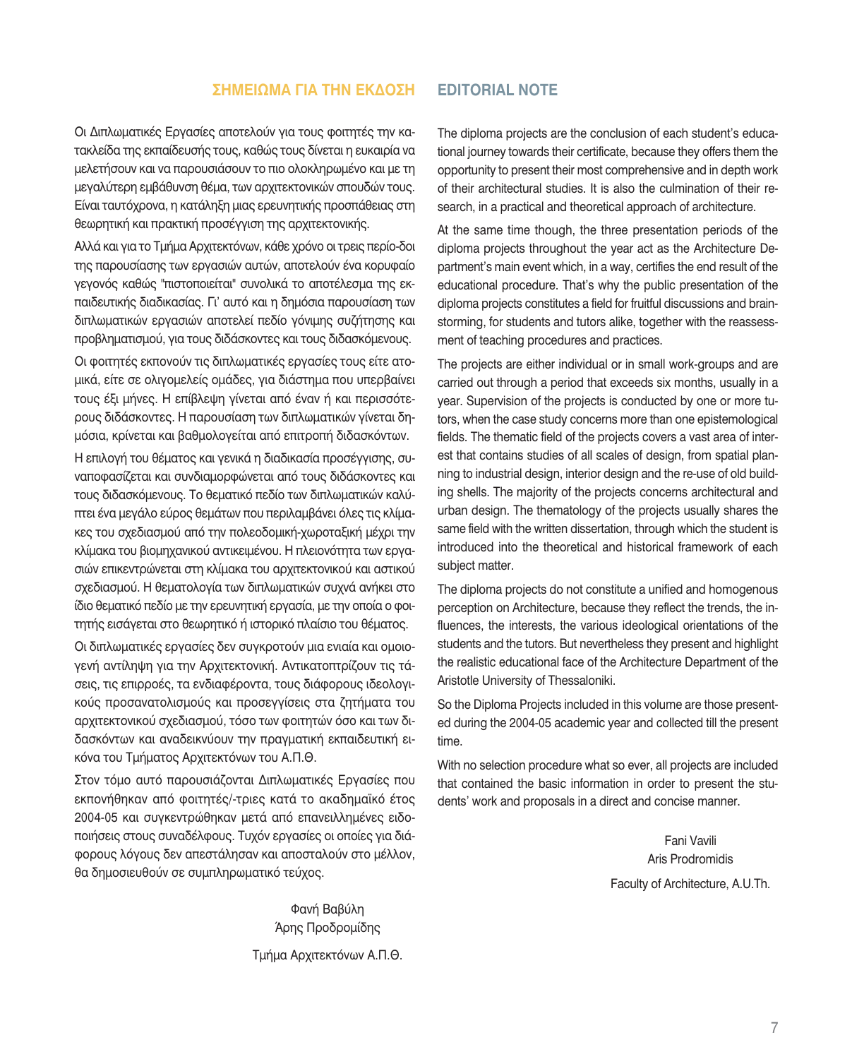## ΣΗΜΕΙΩΜΑ ΓΙΑ ΤΗΝ ΕΚΔΟΣΗ

Οι Διπλωματικές Εργασίες αποτελούν για τους φοιτητές την κατακλείδα της εκπαίδευσής τους, καθώς τους δίνεται η ευκαιρία να μελετήσουν και να παρουσιάσουν το πιο ολοκληρωμένο και με τη μεγαλύτερη εμβάθυνση θέμα, των αρχιτεκτονικών σπουδών τους. Είναι ταυτόχρονα, η κατάληξη μιας ερευνητικής προσπάθειας στη θεωρητική και πρακτική προσέγγιση της αρχιτεκτονικής.

Αλλά και για το Τμήμα Αρχιτεκτόνων, κάθε χρόνο οι τρεις περίο-δοι της παρουσίασης των εργασιών αυτών, αποτελούν ένα κορυφαίο γεγονός καθώς "πιστοποιείται" συνολικά το αποτέλεσμα της εκπαιδευτικής διαδικασίας. Γι' αυτό και η δημόσια παρουσίαση των διπλωματικών εργασιών αποτελεί πεδίο γόνιμης συζήτησης και προβληματισμού, για τους διδάσκοντες και τους διδασκόμενους.

Οι φοιτητές εκπονούν τις διπλωματικές εργασίες τους είτε ατομικά, είτε σε ολιγομελείς ομάδες, για διάστημα που υπερβαίνει τους έξι μήνες. Η επίβλεψη γίνεται από έναν ή και περισσότερους διδάσκοντες. Η παρουσίαση των διπλωματικών γίνεται δημόσια, κρίνεται και βαθμολογείται από επιτροπή διδασκόντων.

Η επιλογή του θέματος και γενικά η διαδικασία προσέγγισης, συναποφασίζεται και συνδιαμορφώνεται από τους διδάσκοντες και τους διδασκόμενους. Το θεματικό πεδίο των διπλωματικών καλύπτει ένα μεγάλο εύρος θεμάτων που περιλαμβάνει όλες τις κλίμακες του σχεδιασμού από την πολεοδομική-χωροταξική μέχρι την κλίμακα του βιομηχανικού αντικειμένου. Η πλειονότητα των εργασιών επικεντρώνεται στη κλίμακα του αρχιτεκτονικού και αστικού σχεδιασμού. Η θεματολογία των διπλωματικών συχνά ανήκει στο ίδιο θεματικό πεδίο με την ερευνητική εργασία, με την οποία ο φοιτητής εισάγεται στο θεωρητικό ή ιστορικό πλαίσιο του θέματος.

Οι διπλωματικές εργασίες δεν συγκροτούν μια ενιαία και ομοιογενή αντίληψη για την Αρχιτεκτονική. Αντικατοπτρίζουν τις τάσεις, τις επιρροές, τα ενδιαφέροντα, τους διάφορους ιδεολογικούς προσανατολισμούς και προσεγγίσεις στα ζητήματα του αρχιτεκτονικού σχεδιασμού, τόσο των φοιτητών όσο και των διδασκόντων και αναδεικνύουν την πραγματική εκπαιδευτική εικόνα του Τμήματος Αρχιτεκτόνων του Α.Π.Θ.

Στον τόμο αυτό παρουσιάζονται Διπλωματικές Εργασίες που εκπονήθηκαν από φοιτητές/-τριες κατά το ακαδημαϊκό έτος 2004-05 και συγκεντρώθηκαν μετά από επανειλλημένες ειδοποιήσεις στους συναδέλφους. Τυχόν εργασίες οι οποίες για διάφορους λόγους δεν αποστάλησαν και αποσταλούν στο μέλλον, θα δημοσιευθούν σε συμπληρωματικό τεύχος.

Φανή Βαβύλη
Άρης Προδρομίδης

Τμήμα Αρχιτεκτόνων Α.Π.Θ.

## EDITORIAL NOTE

The diploma projects are the conclusion of each student's educational journey towards their certificate, because they offers them the opportunity to present their most comprehensive and in depth work of their architectural studies. It is also the culmination of their research, in a practical and theoretical approach of architecture.

At the same time though, the three presentation periods of the diploma projects throughout the year act as the Architecture Department's main event which, in a way, certifies the end result of the educational procedure. That's why the public presentation of the diploma projects constitutes a field for fruitful discussions and brainstorming, for students and tutors alike, together with the reassessment of teaching procedures and practices.

The projects are either individual or in small work-groups and are carried out through a period that exceeds six months, usually in a year. Supervision of the projects is conducted by one or more tutors, when the case study concerns more than one epistemological fields. The thematic field of the projects covers a vast area of interest that contains studies of all scales of design, from spatial planning to industrial design, interior design and the re-use of old building shells. The majority of the projects concerns architectural and urban design. The thematology of the projects usually shares the same field with the written dissertation, through which the student is introduced into the theoretical and historical framework of each subject matter.

The diploma projects do not constitute a unified and homogenous perception on Architecture, because they reflect the trends, the influences, the interests, the various ideological orientations of the students and the tutors. But nevertheless they present and highlight the realistic educational face of the Architecture Department of the Aristotle University of Thessaloniki.

So the Diploma Projects included in this volume are those presented during the 2004-05 academic year and collected till the present time.

With no selection procedure what so ever, all projects are included that contained the basic information in order to present the students' work and proposals in a direct and concise manner.

Fani Vavili
Aris Prodromidis

Faculty of Architecture, A.U.Th.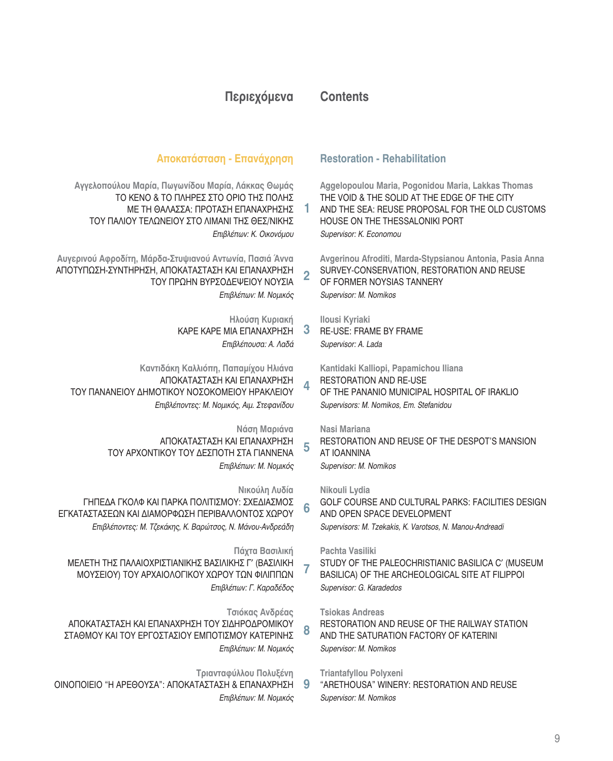# Περιεχόμενα / Contents

## Αποκατάσταση - Επανάχρηση / Restoration - Rehabilitation

| Ελληνικά | # | English |
|---|---|---|
| **Αγγελοπούλου Μαρία, Πωγωνίδου Μαρία, Λάκκας Θωμάς** ΤΟ ΚΕΝΟ & ΤΟ ΠΛΗΡΕΣ ΣΤΟ ΟΡΙΟ ΤΗΣ ΠΟΛΗΣ ΜΕ ΤΗ ΘΑΛΑΣΣΑ: ΠΡΟΤΑΣΗ ΕΠΑΝΑΧΡΗΣΗΣ ΤΟΥ ΠΑΛΙΟΥ ΤΕΛΩΝΕΙΟΥ ΣΤΟ ΛΙΜΑΝΙ ΤΗΣ ΘΕΣ/ΝΙΚΗΣ *Επιβλέπων: Κ. Οικονόμου* | 1 | **Aggelopoulou Maria, Pogonidou Maria, Lakkas Thomas** THE VOID & THE SOLID AT THE EDGE OF THE CITY AND THE SEA: REUSE PROPOSAL FOR THE OLD CUSTOMS HOUSE ON THE THESSALONIKI PORT *Supervisor: K. Economou* |
| **Αυγερινού Αφροδίτη, Μάρδα-Στυψιανού Αντωνία, Πασιά Άννα** ΑΠΟΤΥΠΩΣΗ-ΣΥΝΤΗΡΗΣΗ, ΑΠΟΚΑΤΑΣΤΑΣΗ ΚΑΙ ΕΠΑΝΑΧΡΗΣΗ ΤΟΥ ΠΡΩΗΝ ΒΥΡΣΟΔΕΨΕΙΟΥ ΝΟΥΣΙΑ *Επιβλέπων: Μ. Νομικός* | 2 | **Avgerinou Afroditi, Marda-Stypsianou Antonia, Pasia Anna** SURVEY-CONSERVATION, RESTORATION AND REUSE OF FORMER NOYSIAS TANNERY *Supervisor: M. Nomikos* |
| **Ηλούση Κυριακή** ΚΑΡΕ ΚΑΡΕ ΜΙΑ ΕΠΑΝΑΧΡΗΣΗ *Επιβλέπουσα: Α. Λαδά* | 3 | **Ilousi Kyriaki** RE-USE: FRAME BY FRAME *Supervisor: A. Lada* |
| **Καντιδάκη Καλλιόπη, Παπαμίχου Ηλιάνα** ΑΠΟΚΑΤΑΣΤΑΣΗ ΚΑΙ ΕΠΑΝΑΧΡΗΣΗ ΤΟΥ ΠΑΝΑΝΕΙΟΥ ΔΗΜΟΤΙΚΟΥ ΝΟΣΟΚΟΜΕΙΟΥ ΗΡΑΚΛΕΙΟΥ *Επιβλέποντες: Μ. Νομικός, Αιμ. Στεφανίδου* | 4 | **Kantidaki Kalliopi, Papamichou Iliana** RESTORATION AND RE-USE OF THE PANANIO MUNICIPAL HOSPITAL OF IRAKLIO *Supervisors: M. Nomikos, Em. Stefanidou* |
| **Νάση Μαριάνα** ΑΠΟΚΑΤΑΣΤΑΣΗ ΚΑΙ ΕΠΑΝΑΧΡΗΣΗ ΤΟΥ ΑΡΧΟΝΤΙΚΟΥ ΤΟΥ ΔΕΣΠΟΤΗ ΣΤΑ ΓΙΑΝΝΕΝΑ *Επιβλέπων: Μ. Νομικός* | 5 | **Nasi Mariana** RESTORATION AND REUSE OF THE DESPOT'S MANSION AT IOANNINA *Supervisor: M. Nomikos* |
| **Νικούλη Λυδία** ΓΗΠΕΔΑ ΓΚΟΛΦ ΚΑΙ ΠΑΡΚΑ ΠΟΛΙΤΙΣΜΟΥ: ΣΧΕΔΙΑΣΜΟΣ ΕΓΚΑΤΑΣΤΑΣΕΩΝ ΚΑΙ ΔΙΑΜΟΡΦΩΣΗ ΠΕΡΙΒΑΛΛΟΝΤΟΣ ΧΩΡΟΥ *Επιβλέποντες: Μ. Τζεκάκης, Κ. Βαρώτσος, Ν. Μάνου-Ανδρεάδη* | 6 | **Nikouli Lydia** GOLF COURSE AND CULTURAL PARKS: FACILITIES DESIGN AND OPEN SPACE DEVELOPMENT *Supervisors: M. Tzekakis, K. Varotsos, N. Manou-Andreadi* |
| **Πάχτα Βασιλική** ΜΕΛΕΤΗ ΤΗΣ ΠΑΛΑΙΟΧΡΙΣΤΙΑΝΙΚΗΣ ΒΑΣΙΛΙΚΗΣ Γ′ (ΒΑΣΙΛΙΚΗ ΜΟΥΣΕΙΟΥ) ΤΟΥ ΑΡΧΑΙΟΛΟΓΙΚΟΥ ΧΩΡΟΥ ΤΩΝ ΦΙΛΙΠΠΩΝ *Επιβλέπων: Γ. Καραδέδος* | 7 | **Pachta Vasiliki** STUDY OF THE PALEOCHRISTIANIC BASILICA C′ (MUSEUM BASILICA) OF THE ARCHEOLOGICAL SITE AT FILIPPOI *Supervisor: G. Karadedos* |
| **Τσιόκας Ανδρέας** ΑΠΟΚΑΤΑΣΤΑΣΗ ΚΑΙ ΕΠΑΝΑΧΡΗΣΗ ΤΟΥ ΣΙΔΗΡΟΔΡΟΜΙΚΟΥ ΣΤΑΘΜΟΥ ΚΑΙ ΤΟΥ ΕΡΓΟΣΤΑΣΙΟΥ ΕΜΠΟΤΙΣΜΟΥ ΚΑΤΕΡΙΝΗΣ *Επιβλέπων: Μ. Νομικός* | 8 | **Tsiokas Andreas** RESTORATION AND REUSE OF THE RAILWAY STATION AND THE SATURATION FACTORY OF KATERINI *Supervisor: M. Nomikos* |
| **Τριανταφύλλου Πολυξένη** ΟΙΝΟΠΟΙΕΙΟ "Η ΑΡΕΘΟΥΣΑ": ΑΠΟΚΑΤΑΣΤΑΣΗ & ΕΠΑΝΑΧΡΗΣΗ *Επιβλέπων: Μ. Νομικός* | 9 | **Triantafyllou Polyxeni** "ARETHOUSA" WINERY: RESTORATION AND REUSE *Supervisor: M. Nomikos* |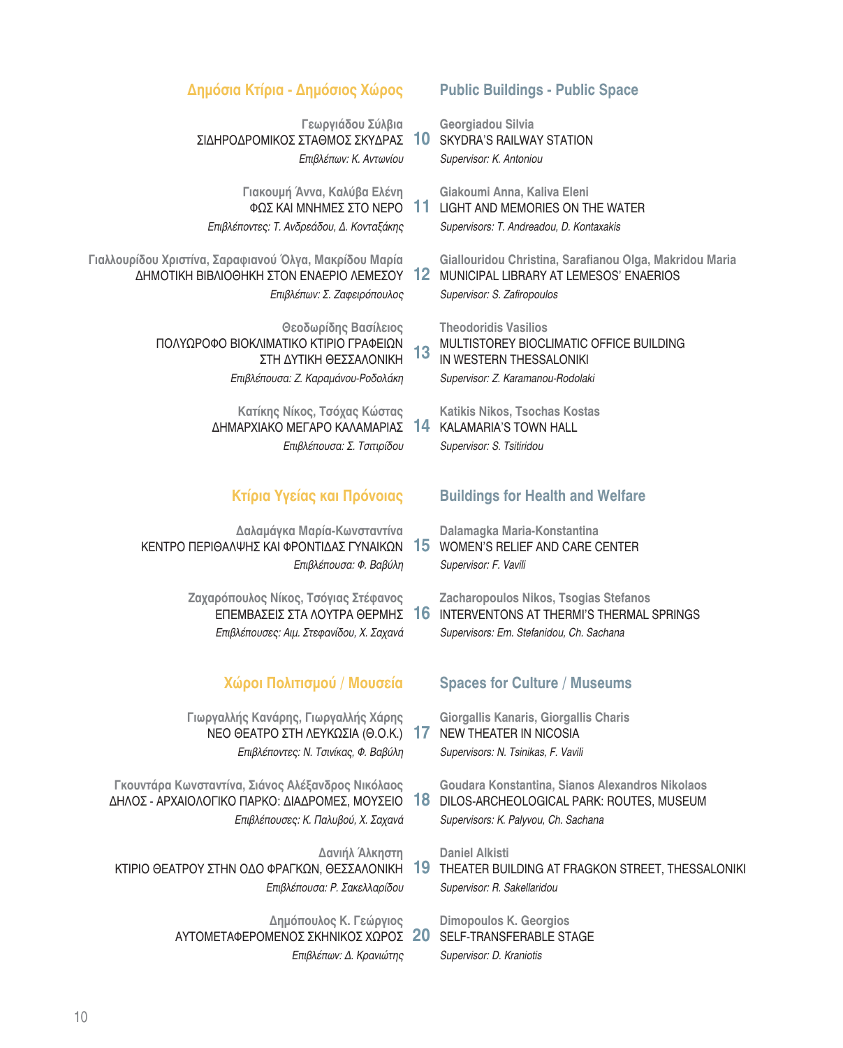## Δημόσια Κτίρια - Δημόσιος Χώρος

## Public Buildings - Public Space

**Γεωργιάδου Σύλβια**
ΣΙΔΗΡΟΔΡΟΜΙΚΟΣ ΣΤΑΘΜΟΣ ΣΚΥΔΡΑΣ **10**
*Επιβλέπων: Κ. Αντωνίου*

**Georgiadou Silvia**
SKYDRA'S RAILWAY STATION
*Supervisor: K. Antoniou*

**Γιακουμή Άννα, Καλύβα Ελένη**
ΦΩΣ ΚΑΙ ΜΝΗΜΕΣ ΣΤΟ ΝΕΡΟ **11**
*Επιβλέποντες: Τ. Ανδρεάδου, Δ. Κονταξάκης*

**Giakoumi Anna, Kaliva Eleni**
LIGHT AND MEMORIES ON THE WATER
*Supervisors: T. Andreadou, D. Kontaxakis*

**Γιαλλουρίδου Χριστίνα, Σαραφιανού Όλγα, Μακρίδου Μαρία**
ΔΗΜΟΤΙΚΗ ΒΙΒΛΙΟΘΗΚΗ ΣΤΟΝ ΕΝΑΕΡΙΟ ΛΕΜΕΣΟΥ **12**
*Επιβλέπων: Σ. Ζαφειρόπουλος*

**Giallouridou Christina, Sarafianou Olga, Makridou Maria**
MUNICIPAL LIBRARY AT LEMESOS' ENAERIOS
*Supervisor: S. Zafiropoulos*

**Θεοδωρίδης Βασίλειος**
ΠΟΛΥΩΡΟΦΟ ΒΙΟΚΛΙΜΑΤΙΚΟ ΚΤΙΡΙΟ ΓΡΑΦΕΙΩΝ ΣΤΗ ΔΥΤΙΚΗ ΘΕΣΣΑΛΟΝΙΚΗ **13**
*Επιβλέπουσα: Ζ. Καραμάνου-Ροδολάκη*

**Theodoridis Vasilios**
MULTISTOREY BIOCLIMATIC OFFICE BUILDING IN WESTERN THESSALONIKI
*Supervisor: Z. Karamanou-Rodolaki*

**Κατίκης Νίκος, Τσόχας Κώστας**
ΔΗΜΑΡΧΙΑΚΟ ΜΕΓΑΡΟ ΚΑΛΑΜΑΡΙΑΣ **14**
*Επιβλέπουσα: Σ. Τσιτιρίδου*

**Katikis Nikos, Tsochas Kostas**
KALAMARIA'S TOWN HALL
*Supervisor: S. Tsitiridou*

## Κτίρια Υγείας και Πρόνοιας

## Buildings for Health and Welfare

**Δαλαμάγκα Μαρία-Κωνσταντίνα**
ΚΕΝΤΡΟ ΠΕΡΙΘΑΛΨΗΣ ΚΑΙ ΦΡΟΝΤΙΔΑΣ ΓΥΝΑΙΚΩΝ **15**
*Επιβλέπουσα: Φ. Βαβύλη*

**Dalamagka Maria-Konstantina**
WOMEN'S RELIEF AND CARE CENTER
*Supervisor: F. Vavili*

**Ζαχαρόπουλος Νίκος, Τσόγιας Στέφανος**
ΕΠΕΜΒΑΣΕΙΣ ΣΤΑ ΛΟΥΤΡΑ ΘΕΡΜΗΣ **16**
*Επιβλέπουσες: Αιμ. Στεφανίδου, Χ. Σαχανά*

**Zacharopoulos Nikos, Tsogias Stefanos**
INTERVENTONS AT THERMI'S THERMAL SPRINGS
*Supervisors: Em. Stefanidou, Ch. Sachana*

## Χώροι Πολιτισμού / Μουσεία

## Spaces for Culture / Museums

**Γιωργαλλής Κανάρης, Γιωργαλλής Χάρης**
ΝΕΟ ΘΕΑΤΡΟ ΣΤΗ ΛΕΥΚΩΣΙΑ (Θ.Ο.Κ.) **17**
*Επιβλέποντες: Ν. Τσινίκας, Φ. Βαβύλη*

**Giorgallis Kanaris, Giorgallis Charis**
NEW THEATER IN NICOSIA
*Supervisors: N. Tsinikas, F. Vavili*

**Γκουντάρα Κωνσταντίνα, Σιάνος Αλέξανδρος Νικόλαος**
ΔΗΛΟΣ - ΑΡΧΑΙΟΛΟΓΙΚΟ ΠΑΡΚΟ: ΔΙΑΔΡΟΜΕΣ, ΜΟΥΣΕΙΟ **18**
*Επιβλέπουσες: Κ. Παλυβού, Χ. Σαχανά*

**Goudara Konstantina, Sianos Alexandros Nikolaos**
DILOS-ARCHEOLOGICAL PARK: ROUTES, MUSEUM
*Supervisors: K. Palyvou, Ch. Sachana*

**Δανιήλ Άλκηστη**
ΚΤΙΡΙΟ ΘΕΑΤΡΟΥ ΣΤΗΝ ΟΔΟ ΦΡΑΓΚΩΝ, ΘΕΣΣΑΛΟΝΙΚΗ **19**
*Επιβλέπουσα: Ρ. Σακελλαρίδου*

**Daniel Alkisti**
THEATER BUILDING AT FRAGKON STREET, THESSALONIKI
*Supervisor: R. Sakellaridou*

**Δημόπουλος Κ. Γεώργιος**
ΑΥΤΟΜΕΤΑΦΕΡΟΜΕΝΟΣ ΣΚΗΝΙΚΟΣ ΧΩΡΟΣ **20**
*Επιβλέπων: Δ. Κρανιώτης*

**Dimopoulos K. Georgios**
SELF-TRANSFERABLE STAGE
*Supervisor: D. Kraniotis*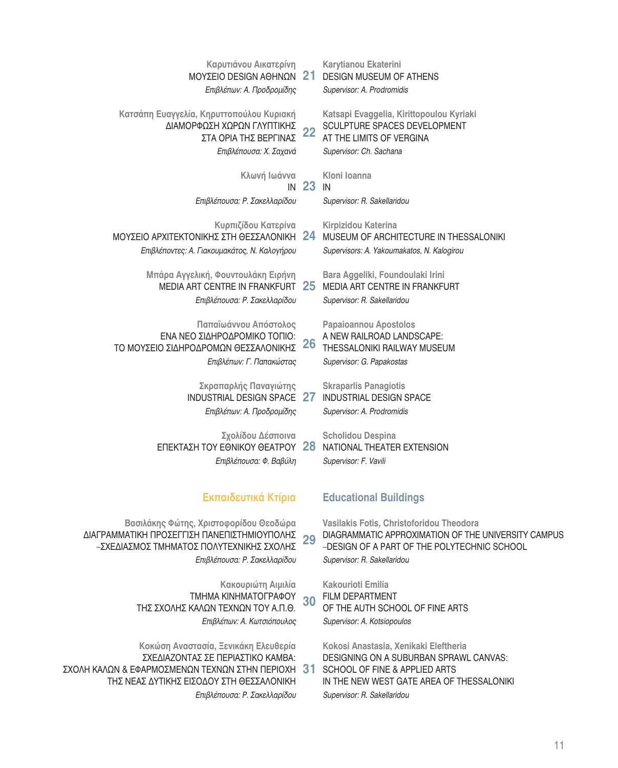**Καρυτιάνου Αικατερίνη**
ΜΟΥΣΕΙΟ DESIGN ΑΘΗΝΩΝ **21**
*Επιβλέπων: Α. Προδρομίδης*

**Karytianou Ekaterini**
DESIGN MUSEUM OF ATHENS
*Supervisor: A. Prodromidis*

**Κατσάπη Ευαγγελία, Κηρυττοπούλου Κυριακή**
ΔΙΑΜΟΡΦΩΣΗ ΧΩΡΩΝ ΓΛΥΠΤΙΚΗΣ
ΣΤΑ ΟΡΙΑ ΤΗΣ ΒΕΡΓΙΝΑΣ **22**
*Επιβλέπουσα: Χ. Σαχανά*

**Katsapi Evaggelia, Kirittopoulou Kyriaki**
SCULPTURE SPACES DEVELOPMENT
AT THE LIMITS OF VERGINA
*Supervisor: Ch. Sachana*

**Κλωνή Ιωάννα**
IN **23**
*Επιβλέπουσα: Ρ. Σακελλαρίδου*

**Kloni Ioanna**
IN
*Supervisor: R. Sakellaridou*

**Κυρπιζίδου Κατερίνα**
ΜΟΥΣΕΙΟ ΑΡΧΙΤΕΚΤΟΝΙΚΗΣ ΣΤΗ ΘΕΣΣΑΛΟΝΙΚΗ **24**
*Επιβλέποντες: Α. Γιακουμακάτος, Ν. Καλογήρου*

**Kirpizidou Katerina**
MUSEUM OF ARCHITECTURE IN THESSALONIKI
*Supervisors: A. Yakoumakatos, N. Kalogirou*

**Μπάρα Αγγελική, Φουντουλάκη Ειρήνη**
MEDIA ART CENTRE IN FRANKFURT **25**
*Επιβλέπουσα: Ρ. Σακελλαρίδου*

**Bara Aggeliki, Foundoulaki Irini**
MEDIA ART CENTRE IN FRANKFURT
*Supervisor: R. Sakellaridou*

**Παπαϊωάννου Απόστολος**
ΕΝΑ ΝΕΟ ΣΙΔΗΡΟΔΡΟΜΙΚΟ ΤΟΠΙΟ:
ΤΟ ΜΟΥΣΕΙΟ ΣΙΔΗΡΟΔΡΟΜΩΝ ΘΕΣΣΑΛΟΝΙΚΗΣ **26**
*Επιβλέπων: Γ. Παπακώστας*

**Papaioannou Apostolos**
A NEW RAILROAD LANDSCAPE:
THESSALONIKI RAILWAY MUSEUM
*Supervisor: G. Papakostas*

**Σκραπαρλής Παναγιώτης**
INDUSTRIAL DESIGN SPACE **27**
*Επιβλέπων: Α. Προδρομίδης*

**Skraparlis Panagiotis**
INDUSTRIAL DESIGN SPACE
*Supervisor: A. Prodromidis*

**Σχολίδου Δέσποινα**
ΕΠΕΚΤΑΣΗ ΤΟΥ ΕΘΝΙΚΟΥ ΘΕΑΤΡΟΥ **28**
*Επιβλέπουσα: Φ. Βαβύλη*

**Scholidou Despina**
NATIONAL THEATER EXTENSION
*Supervisor: F. Vavili*

## Εκπαιδευτικά Κτίρια

## Educational Buildings

**Βασιλάκης Φώτης, Χριστοφορίδου Θεοδώρα**
ΔΙΑΓΡΑΜΜΑΤΙΚΗ ΠΡΟΣΕΓΓΙΣΗ ΠΑΝΕΠΙΣΤΗΜΙΟΥΠΟΛΗΣ
–ΣΧΕΔΙΑΣΜΟΣ ΤΜΗΜΑΤΟΣ ΠΟΛΥΤΕΧΝΙΚΗΣ ΣΧΟΛΗΣ **29**
*Επιβλέπουσα: Ρ. Σακελλαρίδου*

**Vasilakis Fotis, Christoforidou Theodora**
DIAGRAMMATIC APPROXIMATION OF THE UNIVERSITY CAMPUS
–DESIGN OF A PART OF THE POLYTECHNIC SCHOOL
*Supervisor: R. Sakellaridou*

**Κακουριώτη Αιμιλία**
ΤΜΗΜΑ ΚΙΝΗΜΑΤΟΓΡΑΦΟΥ
ΤΗΣ ΣΧΟΛΗΣ ΚΑΛΩΝ ΤΕΧΝΩΝ ΤΟΥ Α.Π.Θ. **30**
*Επιβλέπων: Α. Κωτσιόπουλος*

**Kakourioti Emilia**
FILM DEPARTMENT
OF THE AUTH SCHOOL OF FINE ARTS
*Supervisor: A. Kotsiopoulos*

**Κοκώση Αναστασία, Ξενικάκη Ελευθερία**
ΣΧΕΔΙΑΖΟΝΤΑΣ ΣΕ ΠΕΡΙΑΣΤΙΚΟ ΚΑΜΒΑ:
ΣΧΟΛΗ ΚΑΛΩΝ & ΕΦΑΡΜΟΣΜΕΝΩΝ ΤΕΧΝΩΝ ΣΤΗΝ ΠΕΡΙΟΧΗ
ΤΗΣ ΝΕΑΣ ΔΥΤΙΚΗΣ ΕΙΣΟΔΟΥ ΣΤΗ ΘΕΣΣΑΛΟΝΙΚΗ **31**
*Επιβλέπουσα: Ρ. Σακελλαρίδου*

**Kokosi Anastasia, Xenikaki Eleftheria**
DESIGNING ON A SUBURBAN SPRAWL CANVAS:
SCHOOL OF FINE & APPLIED ARTS
IN THE NEW WEST GATE AREA OF THESSALONIKI
*Supervisor: R. Sakellaridou*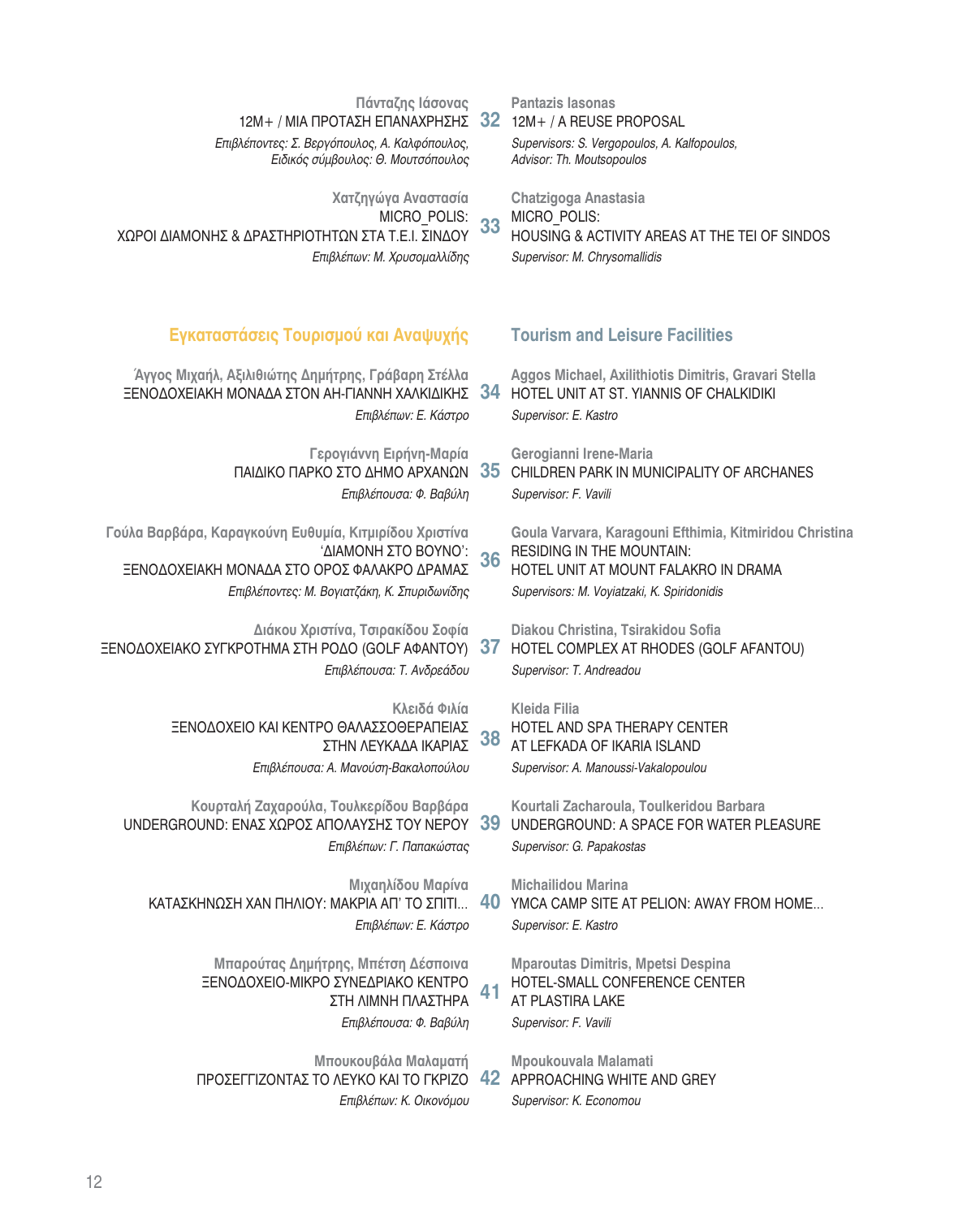**Πάνταζης Ιάσονας**
12M+ / ΜΙΑ ΠΡΟΤΑΣΗ ΕΠΑΝΑΧΡΗΣΗΣ
*Επιβλέποντες: Σ. Βεργόπουλος, Α. Καλφόπουλος,*
*Ειδικός σύμβουλος: Θ. Μουτσόπουλος*

**32**

**Pantazis Iasonas**
12M+ / A REUSE PROPOSAL
*Supervisors: S. Vergopoulos, A. Kalfopoulos,*
*Advisor: Th. Moutsopoulos*

**Χατζηγώγα Αναστασία**
MICRO_POLIS:
ΧΩΡΟΙ ΔΙΑΜΟΝΗΣ & ΔΡΑΣΤΗΡΙΟΤΗΤΩΝ ΣΤΑ Τ.Ε.Ι. ΣΙΝΔΟΥ
*Επιβλέπων: Μ. Χρυσομαλλίδης*

**33**

**Chatzigoga Anastasia**
MICRO_POLIS:
HOUSING & ACTIVITY AREAS AT THE TEI OF SINDOS
*Supervisor: M. Chrysomallidis*

## Εγκαταστάσεις Τουρισμού και Αναψυχής

## Tourism and Leisure Facilities

**Άγγος Μιχαήλ, Αξιλιθιώτης Δημήτρης, Γράβαρη Στέλλα**
ΞΕΝΟΔΟΧΕΙΑΚΗ ΜΟΝΑΔΑ ΣΤΟΝ ΑΗ-ΓΙΑΝΝΗ ΧΑΛΚΙΔΙΚΗΣ
*Επιβλέπων: Ε. Κάστρο*

**34**

**Aggos Michael, Axilithiotis Dimitris, Gravari Stella**
HOTEL UNIT AT ST. YIANNIS OF CHALKIDIKI
*Supervisor: E. Kastro*

**Γερογιάννη Ειρήνη-Μαρία**
ΠΑΙΔΙΚΟ ΠΑΡΚΟ ΣΤΟ ΔΗΜΟ ΑΡΧΑΝΩΝ
*Επιβλέπουσα: Φ. Βαβύλη*

**35**

**Gerogianni Irene-Maria**
CHILDREN PARK IN MUNICIPALITY OF ARCHANES
*Supervisor: F. Vavili*

**Γούλα Βαρβάρα, Καραγκούνη Ευθυμία, Κιτμιρίδου Χριστίνα**
'ΔΙΑΜΟΝΗ ΣΤΟ ΒΟΥΝΟ':
ΞΕΝΟΔΟΧΕΙΑΚΗ ΜΟΝΑΔΑ ΣΤΟ ΟΡΟΣ ΦΑΛΑΚΡΟ ΔΡΑΜΑΣ
*Επιβλέποντες: Μ. Βογιατζάκη, Κ. Σπυριδωνίδης*

**36**

**Goula Varvara, Karagouni Efthimia, Kitmiridou Christina**
RESIDING IN THE MOUNTAIN:
HOTEL UNIT AT MOUNT FALAKRO IN DRAMA
*Supervisors: M. Voyiatzaki, K. Spiridonidis*

**Διάκου Χριστίνα, Τσιρακίδου Σοφία**
ΞΕΝΟΔΟΧΕΙΑΚΟ ΣΥΓΚΡΟΤΗΜΑ ΣΤΗ ΡΟΔΟ (GOLF ΑΦΑΝΤΟΥ)
*Επιβλέπουσα: Τ. Ανδρεάδου*

**37**

**Diakou Christina, Tsirakidou Sofia**
HOTEL COMPLEX AT RHODES (GOLF AFANTOU)
*Supervisor: T. Andreadou*

**Κλειδά Φιλία**
ΞΕΝΟΔΟΧΕΙΟ ΚΑΙ ΚΕΝΤΡΟ ΘΑΛΑΣΣΟΘΕΡΑΠΕΙΑΣ
ΣΤΗΝ ΛΕΥΚΑΔΑ ΙΚΑΡΙΑΣ
*Επιβλέπουσα: Α. Μανούση-Βακαλοπούλου*

**38**

**Kleida Filia**
HOTEL AND SPA THERAPY CENTER
AT LEFKADA OF IKARIA ISLAND
*Supervisor: A. Manoussi-Vakalopoulou*

**Κουρταλή Ζαχαρούλα, Τουλκερίδου Βαρβάρα**
UNDERGROUND: ΕΝΑΣ ΧΩΡΟΣ ΑΠΟΛΑΥΣΗΣ ΤΟΥ ΝΕΡΟΥ
*Επιβλέπων: Γ. Παπακώστας*

**39**

**Kourtali Zacharoula, Toulkeridou Barbara**
UNDERGROUND: A SPACE FOR WATER PLEASURE
*Supervisor: G. Papakostas*

**Μιχαηλίδου Μαρίνα**
ΚΑΤΑΣΚΗΝΩΣΗ ΧΑΝ ΠΗΛΙΟΥ: ΜΑΚΡΙΑ ΑΠ' ΤΟ ΣΠΙΤΙ...
*Επιβλέπων: Ε. Κάστρο*

**40**

**Michailidou Marina**
YMCA CAMP SITE AT PELION: AWAY FROM HOME...
*Supervisor: E. Kastro*

**Μπαρούτας Δημήτρης, Μπέτση Δέσποινα**
ΞΕΝΟΔΟΧΕΙΟ-ΜΙΚΡΟ ΣΥΝΕΔΡΙΑΚΟ ΚΕΝΤΡΟ
ΣΤΗ ΛΙΜΝΗ ΠΛΑΣΤΗΡΑ
*Επιβλέπουσα: Φ. Βαβύλη*

**41**

**Mparoutas Dimitris, Mpetsi Despina**
HOTEL-SMALL CONFERENCE CENTER
AT PLASTIRA LAKE
*Supervisor: F. Vavili*

**Μπουκουβάλα Μαλαματή**
ΠΡΟΣΕΓΓΙΖΟΝΤΑΣ ΤΟ ΛΕΥΚΟ ΚΑΙ ΤΟ ΓΚΡΙΖΟ
*Επιβλέπων: Κ. Οικονόμου*

**42**

**Mpoukouvala Malamati**
APPROACHING WHITE AND GREY
*Supervisor: K. Economou*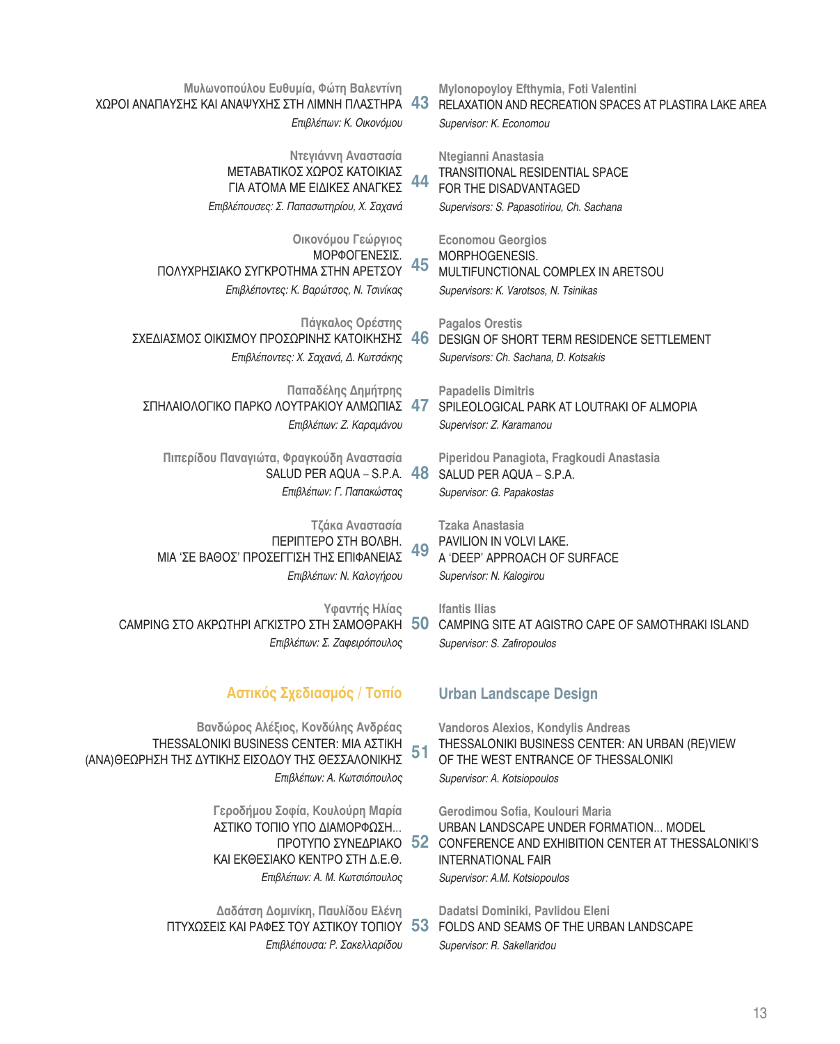**Μυλωνοπούλου Ευθυμία, Φώτη Βαλεντίνη**
ΧΩΡΟΙ ΑΝΑΠΑΥΣΗΣ ΚΑΙ ΑΝΑΨΥΧΗΣ ΣΤΗ ΛΙΜΝΗ ΠΛΑΣΤΗΡΑ
*Επιβλέπων: Κ. Οικονόμου*

43

**Mylonopoyloy Efthymia, Foti Valentini**
RELAXATION AND RECREATION SPACES AT PLASTIRA LAKE AREA
*Supervisor: K. Economou*

**Ντεγιάννη Αναστασία**
ΜΕΤΑΒΑΤΙΚΟΣ ΧΩΡΟΣ ΚΑΤΟΙΚΙΑΣ
ΓΙΑ ΑΤΟΜΑ ΜΕ ΕΙΔΙΚΕΣ ΑΝΑΓΚΕΣ
*Επιβλέπουσες: Σ. Παπασωτηρίου, Χ. Σαχανά*

44

**Ntegianni Anastasia**
TRANSITIONAL RESIDENTIAL SPACE
FOR THE DISADVANTAGED
*Supervisors: S. Papasotiriou, Ch. Sachana*

**Οικονόμου Γεώργιος**
ΜΟΡΦΟΓΕΝΕΣΙΣ.
ΠΟΛΥΧΡΗΣΙΑΚΟ ΣΥΓΚΡΟΤΗΜΑ ΣΤΗΝ ΑΡΕΤΣΟΥ
*Επιβλέποντες: Κ. Βαρώτσος, Ν. Τσινίκας*

45

**Economou Georgios**
MORPHOGENESIS.
MULTIFUNCTIONAL COMPLEX IN ARETSOU
*Supervisors: K. Varotsos, N. Tsinikas*

**Πάγκαλος Ορέστης**
ΣΧΕΔΙΑΣΜΟΣ ΟΙΚΙΣΜΟΥ ΠΡΟΣΩΡΙΝΗΣ ΚΑΤΟΙΚΗΣΗΣ
*Επιβλέποντες: Χ. Σαχανά, Δ. Κωτσάκης*

46

**Pagalos Orestis**
DESIGN OF SHORT TERM RESIDENCE SETTLEMENT
*Supervisors: Ch. Sachana, D. Kotsakis*

**Παπαδέλης Δημήτρης**
ΣΠΗΛΑΙΟΛΟΓΙΚΟ ΠΑΡΚΟ ΛΟΥΤΡΑΚΙΟΥ ΑΛΜΩΠΙΑΣ
*Επιβλέπων: Ζ. Καραμάνου*

47

**Papadelis Dimitris**
SPILEOLOGICAL PARK AT LOUTRAKI OF ALMOPIA
*Supervisor: Z. Karamanou*

**Πιπερίδου Παναγιώτα, Φραγκούδη Αναστασία**
SALUD PER AQUA – S.P.A.
*Επιβλέπων: Γ. Παπακώστας*

48

**Piperidou Panagiota, Fragkoudi Anastasia**
SALUD PER AQUA – S.P.A.
*Supervisor: G. Papakostas*

**Τζάκα Αναστασία**
ΠΕΡΙΠΤΕΡΟ ΣΤΗ ΒΟΛΒΗ.
ΜΙΑ 'ΣΕ ΒΑΘΟΣ' ΠΡΟΣΕΓΓΙΣΗ ΤΗΣ ΕΠΙΦΑΝΕΙΑΣ
*Επιβλέπων: Ν. Καλογήρου*

49

**Tzaka Anastasia**
PAVILION IN VOLVI LAKE.
A 'DEEP' APPROACH OF SURFACE
*Supervisor: N. Kalogirou*

**Υφαντής Ηλίας**
CAMPING ΣΤΟ ΑΚΡΩΤΗΡΙ ΑΓΚΙΣΤΡΟ ΣΤΗ ΣΑΜΟΘΡΑΚΗ
*Επιβλέπων: Σ. Ζαφειρόπουλος*

50

**Ifantis Ilias**
CAMPING SITE AT AGISTRO CAPE OF SAMOTHRAKI ISLAND
*Supervisor: S. Zafiropoulos*

## Αστικός Σχεδιασμός / Τοπίο

## Urban Landscape Design

**Βανδώρος Αλέξιος, Κονδύλης Ανδρέας**
THESSALONIKI BUSINESS CENTER: ΜΙΑ ΑΣΤΙΚΗ
(ΑΝΑ)ΘΕΩΡΗΣΗ ΤΗΣ ΔΥΤΙΚΗΣ ΕΙΣΟΔΟΥ ΤΗΣ ΘΕΣΣΑΛΟΝΙΚΗΣ
*Επιβλέπων: Α. Κωτσιόπουλος*

51

**Vandoros Alexios, Kondylis Andreas**
THESSALONIKI BUSINESS CENTER: AN URBAN (RE)VIEW
OF THE WEST ENTRANCE OF THESSALONIKI
*Supervisor: A. Kotsiopoulos*

**Γεροδήμου Σοφία, Κουλούρη Μαρία**
ΑΣΤΙΚΟ ΤΟΠΙΟ ΥΠΟ ΔΙΑΜΟΡΦΩΣΗ...
ΠΡΟΤΥΠΟ ΣΥΝΕΔΡΙΑΚΟ
ΚΑΙ ΕΚΘΕΣΙΑΚΟ ΚΕΝΤΡΟ ΣΤΗ Δ.Ε.Θ.
*Επιβλέπων: Α. Μ. Κωτσιόπουλος*

52

**Gerodimou Sofia, Koulouri Maria**
URBAN LANDSCAPE UNDER FORMATION... MODEL
CONFERENCE AND EXHIBITION CENTER AT THESSALONIKI'S
INTERNATIONAL FAIR
*Supervisor: A.M. Kotsiopoulos*

**Δαδάτση Δομινίκη, Παυλίδου Ελένη**
ΠΤΥΧΩΣΕΙΣ ΚΑΙ ΡΑΦΕΣ ΤΟΥ ΑΣΤΙΚΟΥ ΤΟΠΙΟΥ
*Επιβλέπουσα: Ρ. Σακελλαρίδου*

53

**Dadatsi Dominiki, Pavlidou Eleni**
FOLDS AND SEAMS OF THE URBAN LANDSCAPE
*Supervisor: R. Sakellaridou*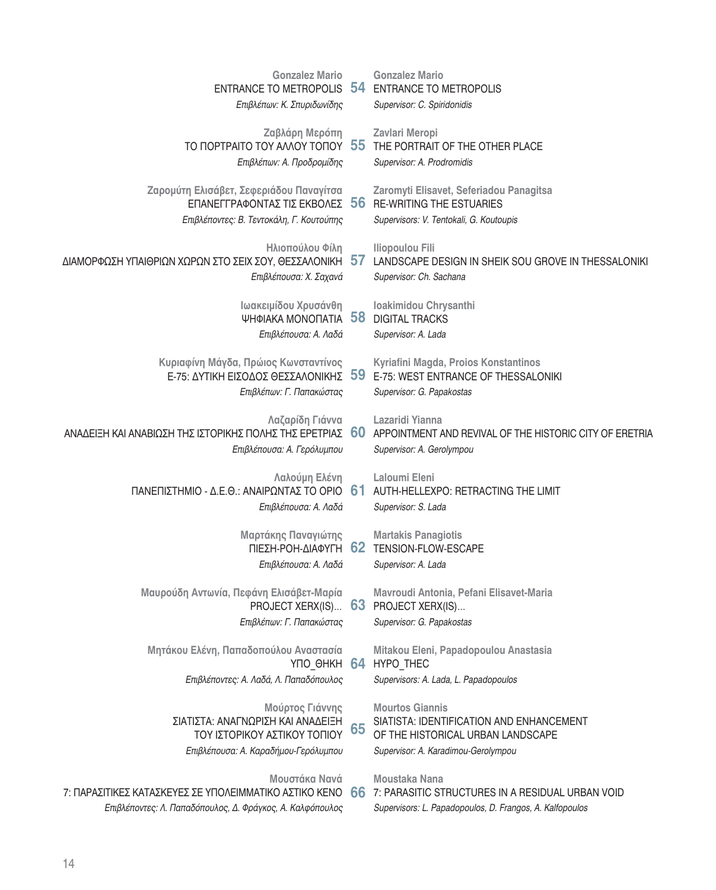**Gonzalez Mario**
ENTRANCE TO METROPOLIS **54**
*Επιβλέπων: Κ. Σπυριδωνίδης*

**Gonzalez Mario**
ENTRANCE TO METROPOLIS
*Supervisor: C. Spiridonidis*

**Ζαβλάρη Μερόπη**
ΤΟ ΠΟΡΤΡΑΙΤΟ ΤΟΥ ΑΛΛΟΥ ΤΟΠΟΥ **55**
*Επιβλέπων: Α. Προδρομίδης*

**Zavlari Meropi**
THE PORTRAIT OF THE OTHER PLACE
*Supervisor: A. Prodromidis*

**Ζαρομύτη Ελισάβετ, Σεφεριάδου Παναγίτσα**
ΕΠΑΝΕΓΓΡΑΦΟΝΤΑΣ ΤΙΣ ΕΚΒΟΛΕΣ **56**
*Επιβλέποντες: Β. Τεντοκάλη, Γ. Κουτούπης*

**Zaromyti Elisavet, Seferiadou Panagitsa**
RE-WRITING THE ESTUARIES
*Supervisors: V. Tentokali, G. Koutoupis*

**Ηλιοπούλου Φίλη**
ΔΙΑΜΟΡΦΩΣΗ ΥΠΑΙΘΡΙΩΝ ΧΩΡΩΝ ΣΤΟ ΣΕΙΧ ΣΟΥ, ΘΕΣΣΑΛΟΝΙΚΗ **57**
*Επιβλέπουσα: Χ. Σαχανά*

**Iliopoulou Fili**
LANDSCAPE DESIGN IN SHEIK SOU GROVE IN THESSALONIKI
*Supervisor: Ch. Sachana*

**Ιωακειμίδου Χρυσάνθη**
ΨΗΦΙΑΚΑ ΜΟΝΟΠΑΤΙΑ **58**
*Επιβλέπουσα: Α. Λαδά*

**Ioakimidou Chrysanthi**
DIGITAL TRACKS
*Supervisor: A. Lada*

**Κυριαφίνη Μάγδα, Πρώιος Κωνσταντίνος**
Ε-75: ΔΥΤΙΚΗ ΕΙΣΟΔΟΣ ΘΕΣΣΑΛΟΝΙΚΗΣ **59**
*Επιβλέπων: Γ. Παπακώστας*

**Kyriafini Magda, Proios Konstantinos**
E-75: WEST ENTRANCE OF THESSALONIKI
*Supervisor: G. Papakostas*

**Λαζαρίδη Γιάννα**
ΑΝΑΔΕΙΞΗ ΚΑΙ ΑΝΑΒΙΩΣΗ ΤΗΣ ΙΣΤΟΡΙΚΗΣ ΠΟΛΗΣ ΤΗΣ ΕΡΕΤΡΙΑΣ **60**
*Επιβλέπουσα: Α. Γερόλυμπου*

**Lazaridi Yianna**
APPOINTMENT AND REVIVAL OF THE HISTORIC CITY OF ERETRIA
*Supervisor: A. Gerolympou*

**Λαλούμη Ελένη**
ΠΑΝΕΠΙΣΤΗΜΙΟ - Δ.Ε.Θ.: ΑΝΑΙΡΩΝΤΑΣ ΤΟ ΟΡΙΟ **61**
*Επιβλέπουσα: Α. Λαδά*

**Laloumi Eleni**
AUTH-HELLEXPO: RETRACTING THE LIMIT
*Supervisor: S. Lada*

**Μαρτάκης Παναγιώτης**
ΠΙΕΣΗ-ΡΟΗ-ΔΙΑΦΥΓΗ **62**
*Επιβλέπουσα: Α. Λαδά*

**Martakis Panagiotis**
TENSION-FLOW-ESCAPE
*Supervisor: A. Lada*

**Μαυρούδη Αντωνία, Πεφάνη Ελισάβετ-Μαρία**
PROJECT XERX(IS)... **63**
*Επιβλέπων: Γ. Παπακώστας*

**Mavroudi Antonia, Pefani Elisavet-Maria**
PROJECT XERX(IS)...
*Supervisor: G. Papakostas*

**Μητάκου Ελένη, Παπαδοπούλου Αναστασία**
ΥΠΟ_ΘΗΚΗ **64**
*Επιβλέποντες: Α. Λαδά, Λ. Παπαδόπουλος*

**Mitakou Eleni, Papadopoulou Anastasia**
HYPO_THEC
*Supervisors: A. Lada, L. Papadopoulos*

**Μούρτος Γιάννης**
ΣΙΑΤΙΣΤΑ: ΑΝΑΓΝΩΡΙΣΗ ΚΑΙ ΑΝΑΔΕΙΞΗ ΤΟΥ ΙΣΤΟΡΙΚΟΥ ΑΣΤΙΚΟΥ ΤΟΠΙΟΥ **65**
*Επιβλέπουσα: Α. Καραδήμου-Γερόλυμπου*

**Mourtos Giannis**
SIATISTA: IDENTIFICATION AND ENHANCEMENT OF THE HISTORICAL URBAN LANDSCAPE
*Supervisor: A. Karadimou-Gerolympou*

**Μουστάκα Νανά**
7: ΠΑΡΑΣΙΤΙΚΕΣ ΚΑΤΑΣΚΕΥΕΣ ΣΕ ΥΠΟΛΕΙΜΜΑΤΙΚΟ ΑΣΤΙΚΟ ΚΕΝΟ **66**
*Επιβλέποντες: Λ. Παπαδόπουλος, Δ. Φράγκος, Α. Καλφόπουλος*

**Moustaka Nana**
7: PARASITIC STRUCTURES IN A RESIDUAL URBAN VOID
*Supervisors: L. Papadopoulos, D. Frangos, A. Kalfopoulos*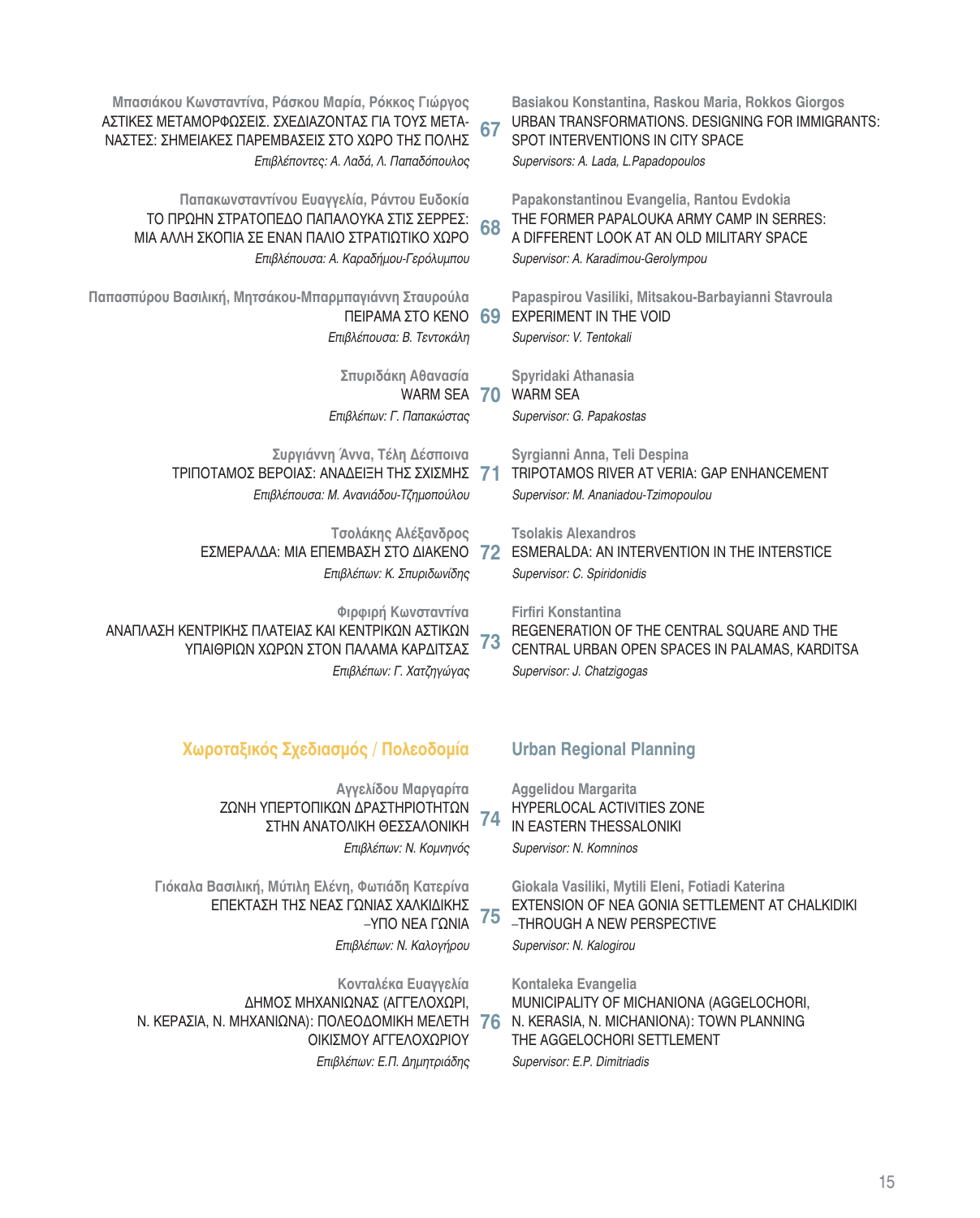**Μπασιάκου Κωνσταντίνα, Ράσκου Μαρία, Ρόκκος Γιώργος**
ΑΣΤΙΚΕΣ ΜΕΤΑΜΟΡΦΩΣΕΙΣ. ΣΧΕΔΙΑΖΟΝΤΑΣ ΓΙΑ ΤΟΥΣ ΜΕΤΑΝΑΣΤΕΣ: ΣΗΜΕΙΑΚΕΣ ΠΑΡΕΜΒΑΣΕΙΣ ΣΤΟ ΧΩΡΟ ΤΗΣ ΠΟΛΗΣ
*Επιβλέποντες: Α. Λαδά, Λ. Παπαδόπουλος*

**67**

**Basiakou Konstantina, Raskou Maria, Rokkos Giorgos**
URBAN TRANSFORMATIONS. DESIGNING FOR IMMIGRANTS: SPOT INTERVENTIONS IN CITY SPACE
*Supervisors: A. Lada, L.Papadopoulos*

**Παπακωνσταντίνου Ευαγγελία, Ράντου Ευδοκία**
ΤΟ ΠΡΩΗΝ ΣΤΡΑΤΟΠΕΔΟ ΠΑΠΑΛΟΥΚΑ ΣΤΙΣ ΣΕΡΡΕΣ: ΜΙΑ ΑΛΛΗ ΣΚΟΠΙΑ ΣΕ ΕΝΑΝ ΠΑΛΙΟ ΣΤΡΑΤΙΩΤΙΚΟ ΧΩΡΟ
*Επιβλέπουσα: Α. Καραδήμου-Γερόλυμπου*

**68**

**Papakonstantinou Evangelia, Rantou Evdokia**
THE FORMER PAPALOUKA ARMY CAMP IN SERRES: A DIFFERENT LOOK AT AN OLD MILITARY SPACE
*Supervisor: A. Karadimou-Gerolympou*

**Παπασπύρου Βασιλική, Μητσάκου-Μπαρμπαγιάννη Σταυρούλα**
ΠΕΙΡΑΜΑ ΣΤΟ ΚΕΝΟ
*Επιβλέπουσα: Β. Τεντοκάλη*

**69**

**Papaspirou Vasiliki, Mitsakou-Barbayianni Stavroula**
EXPERIMENT IN THE VOID
*Supervisor: V. Tentokali*

**Σπυριδάκη Αθανασία**
WARM SEA
*Επιβλέπων: Γ. Παπακώστας*

**70**

**Spyridaki Athanasia**
WARM SEA
*Supervisor: G. Papakostas*

**Συργιάννη Άννα, Τέλη Δέσποινα**
ΤΡΙΠΟΤΑΜΟΣ ΒΕΡΟΙΑΣ: ΑΝΑΔΕΙΞΗ ΤΗΣ ΣΧΙΣΜΗΣ
*Επιβλέπουσα: Μ. Ανανιάδου-Τζημοπούλου*

**71**

**Syrgianni Anna, Teli Despina**
TRIPOTAMOS RIVER AT VERIA: GAP ENHANCEMENT
*Supervisor: M. Ananiadou-Tzimopoulou*

**Τσολάκης Αλέξανδρος**
ΕΣΜΕΡΑΛΔΑ: ΜΙΑ ΕΠΕΜΒΑΣΗ ΣΤΟ ΔΙΑΚΕΝΟ
*Επιβλέπων: Κ. Σπυριδωνίδης*

**72**

**Tsolakis Alexandros**
ESMERALDA: AN INTERVENTION IN THE INTERSTICE
*Supervisor: C. Spiridonidis*

**Φιρφιρή Κωνσταντίνα**
ΑΝΑΠΛΑΣΗ ΚΕΝΤΡΙΚΗΣ ΠΛΑΤΕΙΑΣ ΚΑΙ ΚΕΝΤΡΙΚΩΝ ΑΣΤΙΚΩΝ ΥΠΑΙΘΡΙΩΝ ΧΩΡΩΝ ΣΤΟΝ ΠΑΛΑΜΑ ΚΑΡΔΙΤΣΑΣ
*Επιβλέπων: Γ. Χατζηγώγας*

**73**

**Firfiri Konstantina**
REGENERATION OF THE CENTRAL SQUARE AND THE CENTRAL URBAN OPEN SPACES IN PALAMAS, KARDITSA
*Supervisor: J. Chatzigogas*

## Χωροταξικός Σχεδιασμός / Πολεοδομία

## Urban Regional Planning

**Αγγελίδου Μαργαρίτα**
ΖΩΝΗ ΥΠΕΡΤΟΠΙΚΩΝ ΔΡΑΣΤΗΡΙΟΤΗΤΩΝ ΣΤΗΝ ΑΝΑΤΟΛΙΚΗ ΘΕΣΣΑΛΟΝΙΚΗ
*Επιβλέπων: Ν. Κομνηνός*

**74**

**Aggelidou Margarita**
HYPERLOCAL ACTIVITIES ZONE IN EASTERN THESSALONIKI
*Supervisor: N. Komninos*

**Γιόκαλα Βασιλική, Μύτιλη Ελένη, Φωτιάδη Κατερίνα**
ΕΠΕΚΤΑΣΗ ΤΗΣ ΝΕΑΣ ΓΩΝΙΑΣ ΧΑΛΚΙΔΙΚΗΣ –ΥΠΟ ΝΕΑ ΓΩΝΙΑ
*Επιβλέπων: Ν. Καλογήρου*

**75**

**Giokala Vasiliki, Mytili Eleni, Fotiadi Katerina**
EXTENSION OF NEA GONIA SETTLEMENT AT CHALKIDIKI –THROUGH A NEW PERSPECTIVE
*Supervisor: N. Kalogirou*

**Κονταλέκα Ευαγγελία**
ΔΗΜΟΣ ΜΗΧΑΝΙΩΝΑΣ (ΑΓΓΕΛΟΧΩΡΙ, Ν. ΚΕΡΑΣΙΑ, Ν. ΜΗΧΑΝΙΩΝΑ): ΠΟΛΕΟΔΟΜΙΚΗ ΜΕΛΕΤΗ ΟΙΚΙΣΜΟΥ ΑΓΓΕΛΟΧΩΡΙΟΥ
*Επιβλέπων: Ε.Π. Δημητριάδης*

**76**

**Kontaleka Evangelia**
MUNICIPALITY OF MICHANIONA (AGGELOCHORI, N. KERASIA, N. MICHANIONA): TOWN PLANNING THE AGGELOCHORI SETTLEMENT
*Supervisor: E.P. Dimitriadis*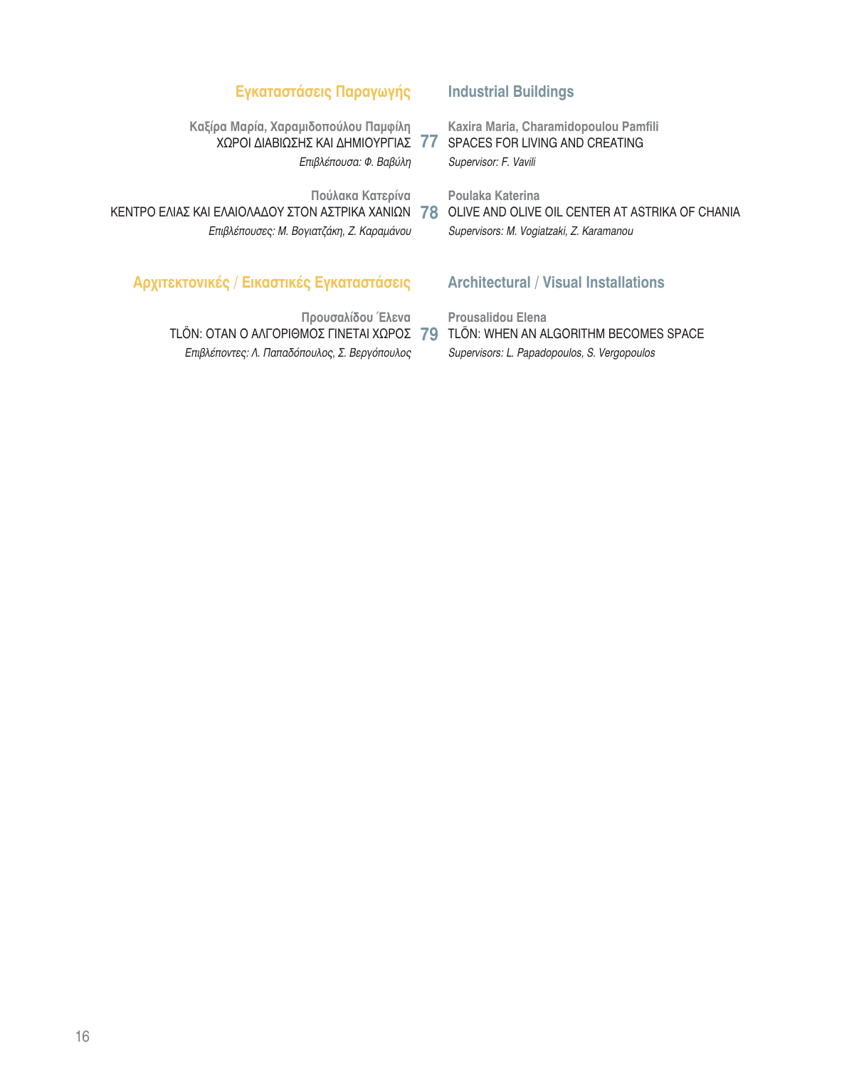## Εγκαταστάσεις Παραγωγής

**Καξίρα Μαρία, Χαραμιδοπούλου Παμφίλη**
ΧΩΡΟΙ ΔΙΑΒΙΩΣΗΣ ΚΑΙ ΔΗΜΙΟΥΡΓΙΑΣ **77**
*Επιβλέπουσα: Φ. Βαβύλη*

**Πούλακα Κατερίνα**
ΚΕΝΤΡΟ ΕΛΙΑΣ ΚΑΙ ΕΛΑΙΟΛΑΔΟΥ ΣΤΟΝ ΑΣΤΡΙΚΑ ΧΑΝΙΩΝ **78**
*Επιβλέπουσες: Μ. Βογιατζάκη, Ζ. Καραμάνου*

## Industrial Buildings

**Kaxira Maria, Charamidopoulou Pamfili**
**77** SPACES FOR LIVING AND CREATING
*Supervisor: F. Vavili*

**Poulaka Katerina**
**78** OLIVE AND OLIVE OIL CENTER AT ASTRIKA OF CHANIA
*Supervisors: M. Vogiatzaki, Z. Karamanou*

## Αρχιτεκτονικές / Εικαστικές Εγκαταστάσεις

**Προυσαλίδου Έλενα**
TLÖN: ΟΤΑΝ Ο ΑΛΓΟΡΙΘΜΟΣ ΓΙΝΕΤΑΙ ΧΩΡΟΣ **79**
*Επιβλέποντες: Λ. Παπαδόπουλος, Σ. Βεργόπουλος*

## Architectural / Visual Installations

**Prousalidou Elena**
**79** TLÖN: WHEN AN ALGORITHM BECOMES SPACE
*Supervisors: L. Papadopoulos, S. Vergopoulos*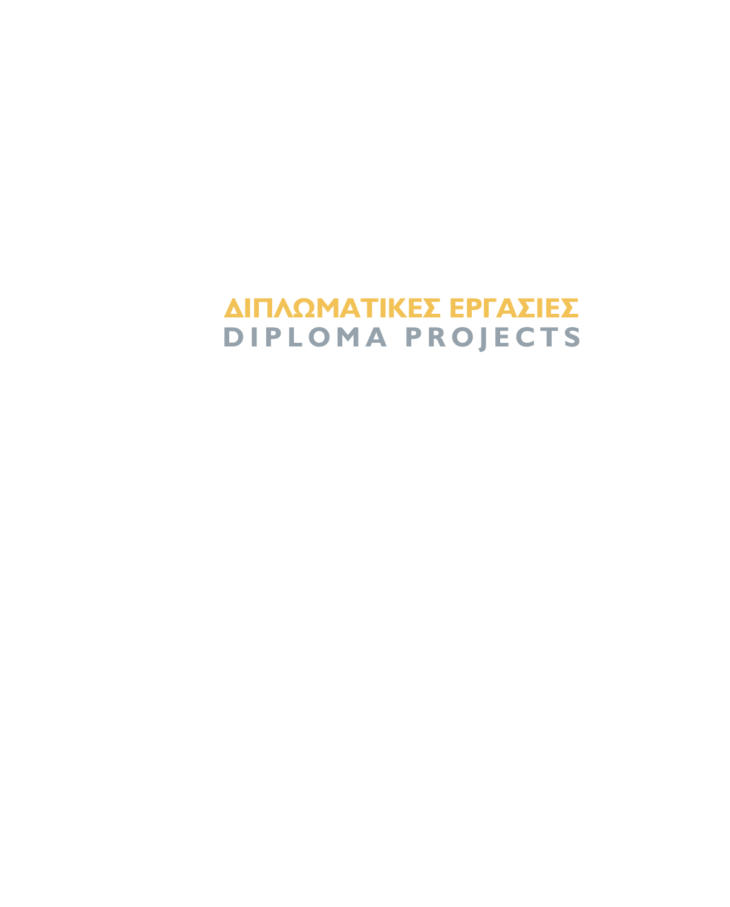# ΔΙΠΛΩΜΑΤΙΚΕΣ ΕΡΓΑΣΙΕΣ
# DIPLOMA PROJECTS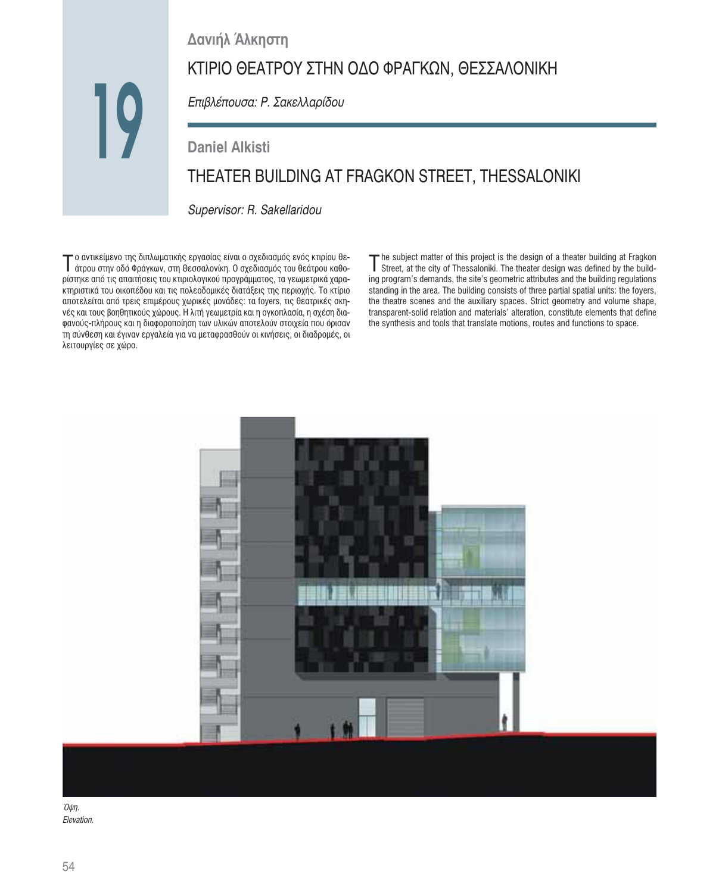19

**Δανιήλ Άλκηστη**

# ΚΤΙΡΙΟ ΘΕΑΤΡΟΥ ΣΤΗΝ ΟΔΟ ΦΡΑΓΚΩΝ, ΘΕΣΣΑΛΟΝΙΚΗ

*Επιβλέπουσα: Ρ. Σακελλαρίδου*

**Daniel Alkisti**

# THEATER BUILDING AT FRAGKON STREET, THESSALONIKI

*Supervisor: R. Sakellaridou*

Το αντικείμενο της διπλωματικής εργασίας είναι ο σχεδιασμός ενός κτιρίου θεάτρου στην οδό Φράγκων, στη Θεσσαλονίκη. Ο σχεδιασμός του θεάτρου καθορίστηκε από τις απαιτήσεις του κτιριολογικού προγράμματος, τα γεωμετρικά χαρακτηριστικά του οικοπέδου και τις πολεοδομικές διατάξεις της περιοχής. Το κτίριο αποτελείται από τρεις επιμέρους χωρικές μονάδες: τα foyers, τις θεατρικές σκηνές και τους βοηθητικούς χώρους. Η λιτή γεωμετρία και η ογκοπλασία, η σχέση διαφανούς-πλήρους και η διαφοροποίηση των υλικών αποτελούν στοιχεία που όρισαν τη σύνθεση και έγιναν εργαλεία για να μεταφρασθούν οι κινήσεις, οι διαδρομές, οι λειτουργίες σε χώρο.

The subject matter of this project is the design of a theater building at Fragkon Street, at the city of Thessaloniki. The theater design was defined by the building program's demands, the site's geometric attributes and the building regulations standing in the area. The building consists of three partial spatial units: the foyers, the theatre scenes and the auxiliary spaces. Strict geometry and volume shape, transparent-solid relation and materials' alteration, constitute elements that define the synthesis and tools that translate motions, routes and functions to space.

*Όψη.*
*Elevation.*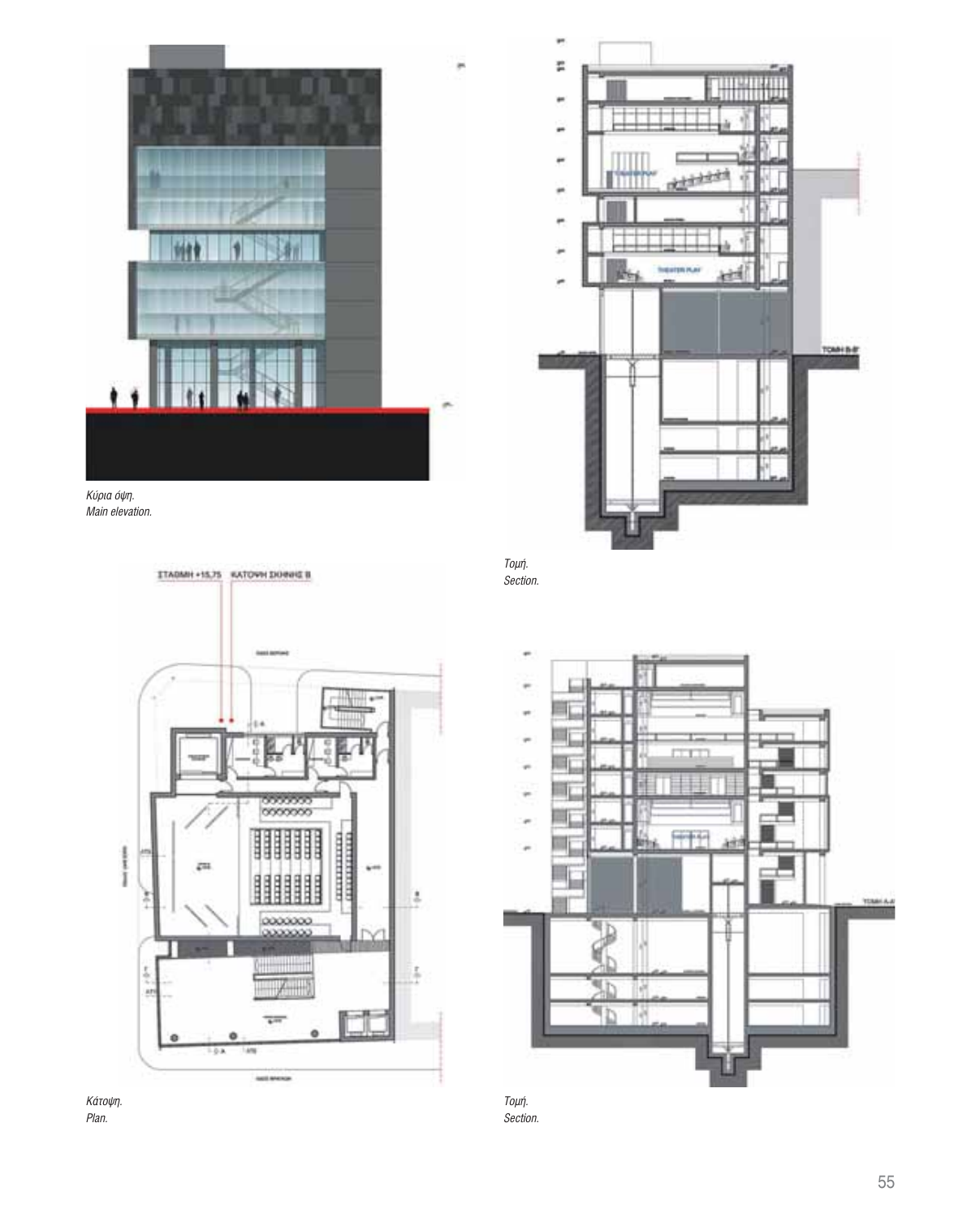*Κύρια όψη.*
*Main elevation.*

*Τομή.*
*Section.*

*Κάτοψη.*
*Plan.*

*Τομή.*
*Section.*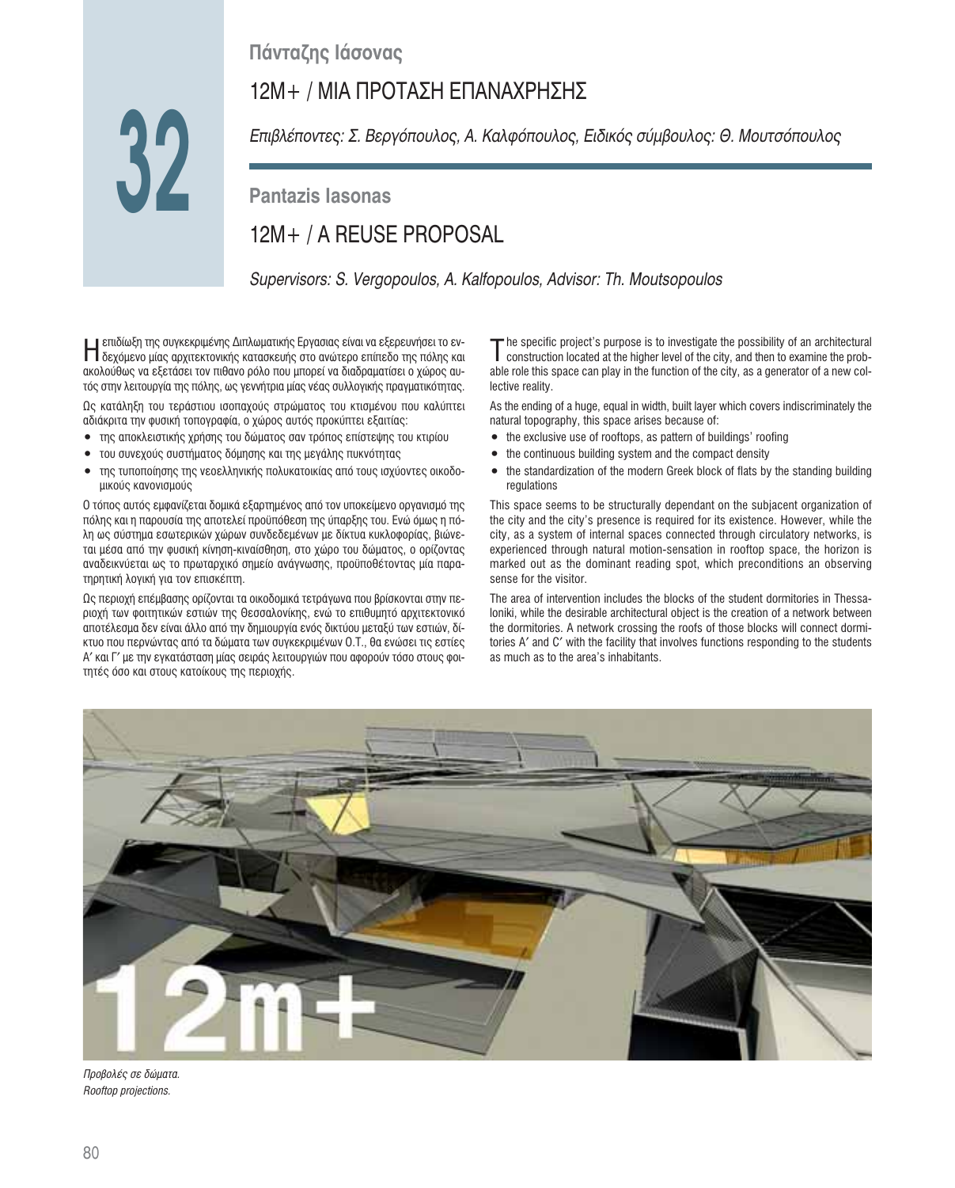# 32

## Πάνταζης Ιάσονας

## 12M+ / ΜΙΑ ΠΡΟΤΑΣΗ ΕΠΑΝΑΧΡΗΣΗΣ

*Επιβλέποντες: Σ. Βεργόπουλος, Α. Καλφόπουλος, Ειδικός σύμβουλος: Θ. Μουτσόπουλος*

## Pantazis Iasonas

## 12M+ / A REUSE PROPOSAL

*Supervisors: S. Vergopoulos, A. Kalfopoulos, Advisor: Th. Moutsopoulos*

Η επιδίωξη της συγκεκριμένης Διπλωματικής Εργασιας είναι να εξερευνήσει το ενδεχόμενο μίας αρχιτεκτονικής κατασκευής στο ανώτερο επίπεδο της πόλης και ακολούθως να εξετάσει τον πιθανο ρόλο που μπορεί να διαδραματίσει ο χώρος αυτός στην λειτουργία της πόλης, ως γεννήτρια μίας νέας συλλογικής πραγματικότητας.

Ως κατάληξη του τεράστιου ισοπαχούς στρώματος του κτισμένου που καλύπτει αδιάκριτα την φυσική τοπογραφία, ο χώρος αυτός προκύπτει εξαιτίας:

- της αποκλειστικής χρήσης του δώματος σαν τρόπος επίστεψης του κτιρίου
- του συνεχούς συστήματος δόμησης και της μεγάλης πυκνότητας
- της τυποποίησης της νεοελληνικής πολυκατοικίας από τους ισχύοντες οικοδομικούς κανονισμούς

Ο τόπος αυτός εμφανίζεται δομικά εξαρτημένος από τον υποκείμενο οργανισμό της πόλης και η παρουσία της αποτελεί προϋπόθεση της ύπαρξής του. Ενώ όμως η πόλη ως σύστημα εσωτερικών χώρων συνδεδεμένων με δίκτυα κυκλοφορίας, βιώνεται μέσα από την φυσική κίνηση-κιναίσθηση, στο χώρο του δώματος, ο ορίζοντας αναδεικνύεται ως το πρωταρχικό σημείο ανάγνωσης, προϋποθέτοντας μία παρατηρητική λογική για τον επισκέπτη.

Ως περιοχή επέμβασης ορίζονται τα οικοδομικά τετράγωνα που βρίσκονται στην περιοχή των φοιτητικών εστιών της Θεσσαλονίκης, ενώ το επιθυμητό αρχιτεκτονικό αποτέλεσμα δεν είναι άλλο από την δημιουργία ενός δικτύου μεταξύ των εστιών, δίκτυο που περνώντας από τα δώματα των συγκεκριμένων Ο.Τ., θα ενώσει τις εστίες Α′ και Γ′ με την εγκατάσταση μίας σειράς λειτουργιών που αφορούν τόσο στους φοιτητές όσο και στους κατοίκους της περιοχής.

The specific project's purpose is to investigate the possibility of an architectural construction located at the higher level of the city, and then to examine the probable role this space can play in the function of the city, as a generator of a new collective reality.

As the ending of a huge, equal in width, built layer which covers indiscriminately the natural topography, this space arises because of:

- the exclusive use of rooftops, as pattern of buildings' roofing
- the continuous building system and the compact density
- the standardization of the modern Greek block of flats by the standing building regulations

This space seems to be structurally dependant on the subjacent organization of the city and the city's presence is required for its existence. However, while the city, as a system of internal spaces connected through circulatory networks, is experienced through natural motion-sensation in rooftop space, the horizon is marked out as the dominant reading spot, which preconditions an observing sense for the visitor.

The area of intervention includes the blocks of the student dormitories in Thessaloniki, while the desirable architectural object is the creation of a network between the dormitories. A network crossing the roofs of those blocks will connect dormitories A′ and C′ with the facility that involves functions responding to the students as much as to the area's inhabitants.

*Προβολές σε δώματα.*
*Rooftop projections.*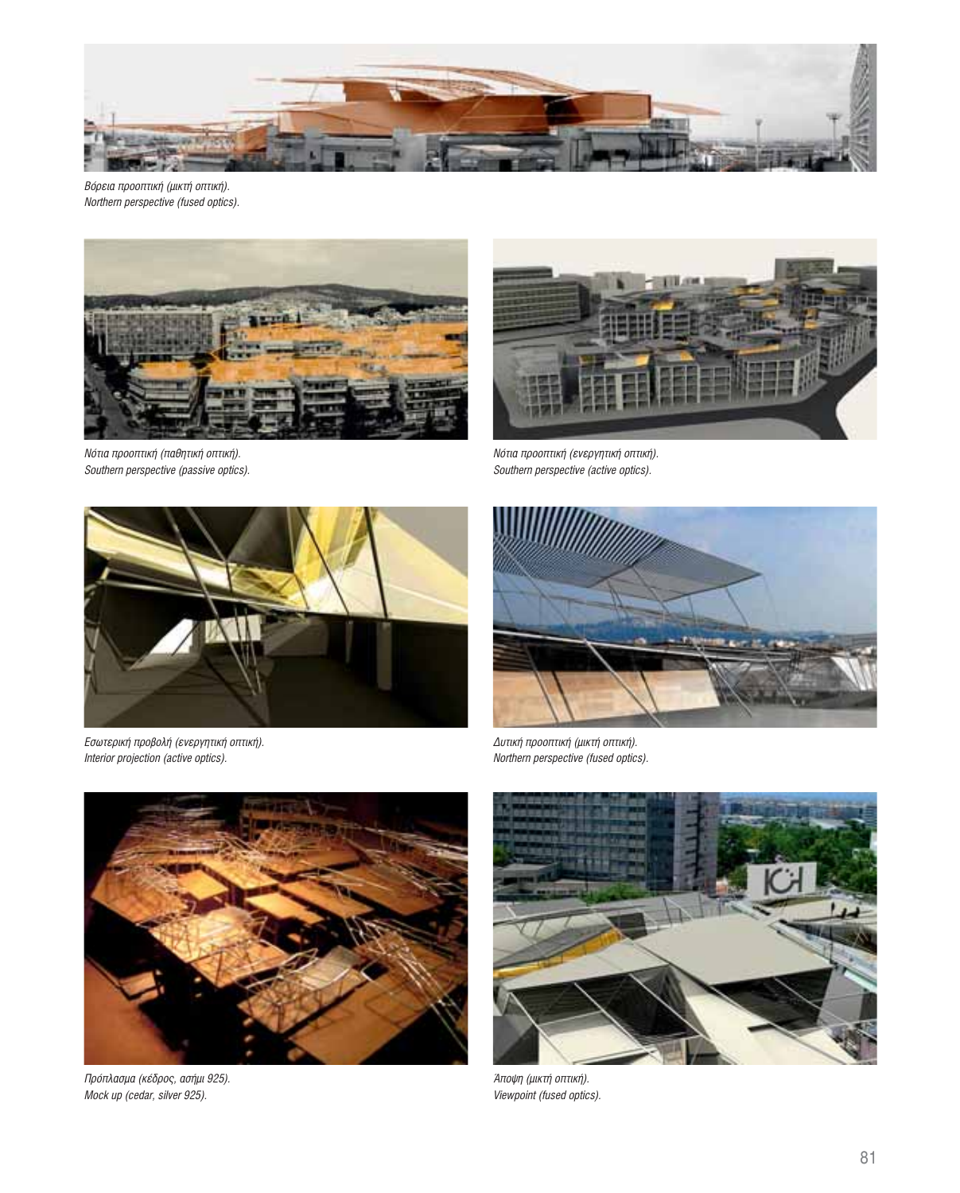*Βόρεια προοπτική (μικτή οπτική).*
*Northern perspective (fused optics).*

*Νότια προοπτική (παθητική οπτική).*
*Southern perspective (passive optics).*

*Νότια προοπτική (ενεργητική οπτική).*
*Southern perspective (active optics).*

*Εσωτερική προβολή (ενεργητική οπτική).*
*Interior projection (active optics).*

*Δυτική προοπτική (μικτή οπτική).*
*Northern perspective (fused optics).*

*Πρόπλασμα (κέδρος, ασήμι 925).*
*Mock up (cedar, silver 925).*

*Άποψη (μικτή οπτική).*
*Viewpoint (fused optics).*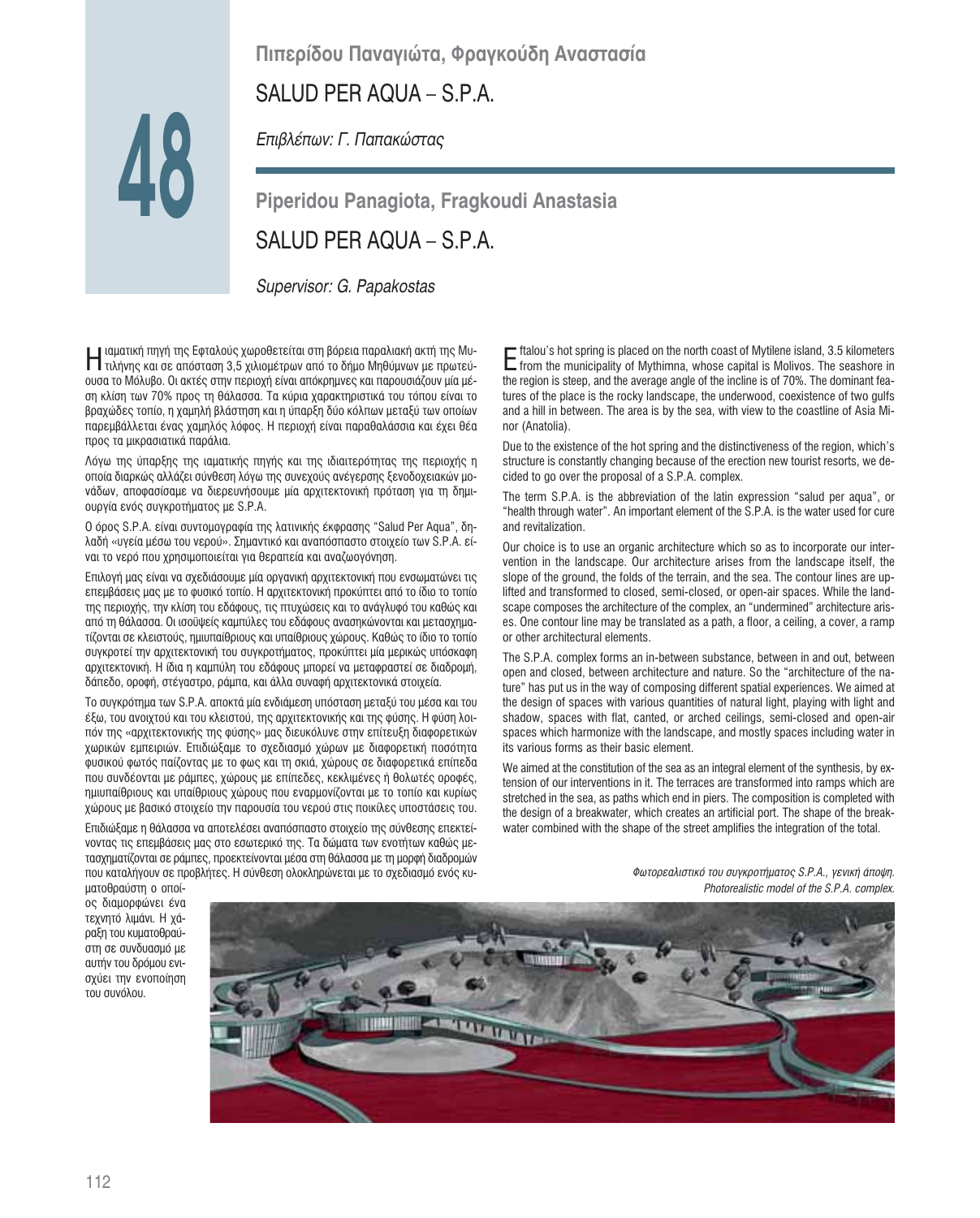# 48

## Πιπερίδου Παναγιώτα, Φραγκούδη Αναστασία

## SALUD PER AQUA – S.P.A.

*Επιβλέπων: Γ. Παπακώστας*

## Piperidou Panagiota, Fragkoudi Anastasia

## SALUD PER AQUA – S.P.A.

*Supervisor: G. Papakostas*

Η ιαματική πηγή της Εφταλούς χωροθετείται στη βόρεια παραλιακή ακτή της Μυτιλήνης και σε απόσταση 3,5 χιλιομέτρων από το δήμο Μηθύμνων με πρωτεύουσα το Μόλυβο. Οι ακτές στην περιοχή είναι απόκρημνες και παρουσιάζουν μία μέση κλίση των 70% προς τη θάλασσα. Τα κύρια χαρακτηριστικά του τόπου είναι το βραχώδες τοπίο, η χαμηλή βλάστηση και η ύπαρξη δύο κόλπων μεταξύ των οποίων παρεμβάλλεται ένας χαμηλός λόφος. Η περιοχή είναι παραθαλάσσια και έχει θέα προς τα μικρασιατικά παράλια.

Λόγω της ύπαρξης της ιαματικής πηγής και της ιδιαιτερότητας της περιοχής η οποία διαρκώς αλλάζει σύνθεση λόγω της συνεχούς ανέγερσης ξενοδοχειακών μονάδων, αποφασίσαμε να διερευνήσουμε μία αρχιτεκτονική πρόταση για τη δημιουργία ενός συγκροτήματος με S.P.A.

Ο όρος S.P.A. είναι συντομογραφία της λατινικής έκφρασης "Salud Per Aqua", δηλαδή «υγεία μέσω του νερού». Σημαντικό και αναπόσπαστο στοιχείο των S.P.A. είναι το νερό που χρησιμοποιείται για θεραπεία και αναζωογόνηση.

Επιλογή μας είναι να σχεδιάσουμε μία οργανική αρχιτεκτονική που ενσωματώνει τις επεμβάσεις μας με το φυσικό τοπίο. Η αρχιτεκτονική προκύπτει από το ίδιο το τοπίο της περιοχής, την κλίση του εδάφους, τις πτυχώσεις και το ανάγλυφό του καθώς και από τη θάλασσα. Οι ισοϋψείς καμπύλες του εδάφους ανασηκώνονται και μετασχηματίζονται σε κλειστούς, ημιυπαίθριους και υπαίθριους χώρους. Καθώς το ίδιο το τοπίο συγκροτεί την αρχιτεκτονική του συγκροτήματος, προκύπτει μία μερικώς υπόσκαφη αρχιτεκτονική. Η ίδια η καμπύλη του εδάφους μπορεί να μεταφραστεί σε διαδρομή, δάπεδο, οροφή, στέγαστρο, ράμπα, και άλλα συναφή αρχιτεκτονικά στοιχεία.

Το συγκρότημα των S.P.A. αποκτά μία ενδιάμεση υπόσταση μεταξύ του μέσα και του έξω, του ανοιχτού και του κλειστού, της αρχιτεκτονικής και της φύσης. Η φύση λοιπόν της «αρχιτεκτονικής της φύσης» μας διευκόλυνε στην επίτευξη διαφορετικών χωρικών εμπειριών. Επιδιώξαμε το σχεδιασμό χώρων με διαφορετική ποσότητα φυσικού φωτός παίζοντας με το φως και τη σκιά, χώρους σε διαφορετικά επίπεδα που συνδέονται με ράμπες, χώρους με επίπεδες, κεκλιμένες ή θολωτές οροφές, ημιυπαίθριους και υπαίθριους χώρους που εναρμονίζονται με το τοπίο και κυρίως χώρους με βασικό στοιχείο την παρουσία του νερού στις ποικίλες υποστάσεις του.

Επιδιώξαμε η θάλασσα να αποτελέσει αναπόσπαστο στοιχείο της σύνθεσης επεκτείνοντας τις επεμβάσεις μας στο εσωτερικό της. Τα δώματα των ενοτήτων καθώς μετασχηματίζονται σε ράμπες, προεκτείνονται μέσα στη θάλασσα με τη μορφή διαδρομών που καταλήγουν σε προβλήτες. Η σύνθεση ολοκληρώνεται με το σχεδιασμό ενός κυματοθραύστη ο οποίος διαμορφώνει ένα τεχνητό λιμάνι. Η χάραξη του κυματοθραύστη σε συνδυασμό με αυτήν του δρόμου ενισχύει την ενοποίηση του συνόλου.

Eftalou's hot spring is placed on the north coast of Mytilene island, 3.5 kilometers from the municipality of Mythimna, whose capital is Molivos. The seashore in the region is steep, and the average angle of the incline is of 70%. The dominant features of the place is the rocky landscape, the underwood, coexistence of two gulfs and a hill in between. The area is by the sea, with view to the coastline of Asia Minor (Anatolia).

Due to the existence of the hot spring and the distinctiveness of the region, which's structure is constantly changing because of the erection new tourist resorts, we decided to go over the proposal of a S.P.A. complex.

The term S.P.A. is the abbreviation of the latin expression "salud per aqua", or "health through water". An important element of the S.P.A. is the water used for cure and revitalization.

Our choice is to use an organic architecture which so as to incorporate our intervention in the landscape. Our architecture arises from the landscape itself, the slope of the ground, the folds of the terrain, and the sea. The contour lines are uplifted and transformed to closed, semi-closed, or open-air spaces. While the landscape composes the architecture of the complex, an "undermined" architecture arises. One contour line may be translated as a path, a floor, a ceiling, a cover, a ramp or other architectural elements.

The S.P.A. complex forms an in-between substance, between in and out, between open and closed, between architecture and nature. So the "architecture of the nature" has put us in the way of composing different spatial experiences. We aimed at the design of spaces with various quantities of natural light, playing with light and shadow, spaces with flat, canted, or arched ceilings, semi-closed and open-air spaces which harmonize with the landscape, and mostly spaces including water in its various forms as their basic element.

We aimed at the constitution of the sea as an integral element of the synthesis, by extension of our interventions in it. The terraces are transformed into ramps which are stretched in the sea, as paths which end in piers. The composition is completed with the design of a breakwater, which creates an artificial port. The shape of the breakwater combined with the shape of the street amplifies the integration of the total.

*Φωτορεαλιστικό του συγκροτήματος S.P.A., γενική άποψη.*
*Photorealistic model of the S.P.A. complex.*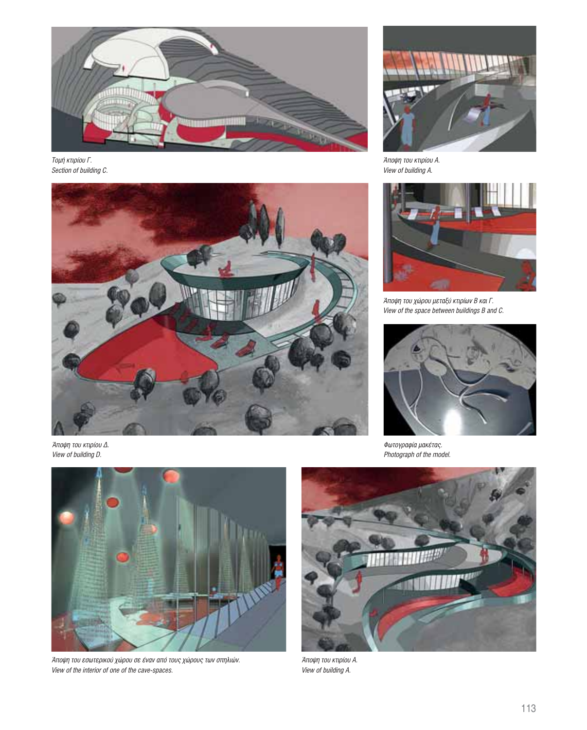Τομή κτιρίου Γ.
*Section of building C.*

Άποψη του κτιρίου Α.
*View of building A.*

Άποψη του χώρου μεταξύ κτιρίων Β και Γ.
*View of the space between buildings B and C.*

Άποψη του κτιρίου Δ.
*View of building D.*

Φωτογραφία μακέτας.
*Photograph of the model.*

Άποψη του εσωτερικού χώρου σε έναν από τους χώρους των σπηλιών.
*View of the interior of one of the cave-spaces.*

Άποψη του κτιρίου Α.
*View of building A.*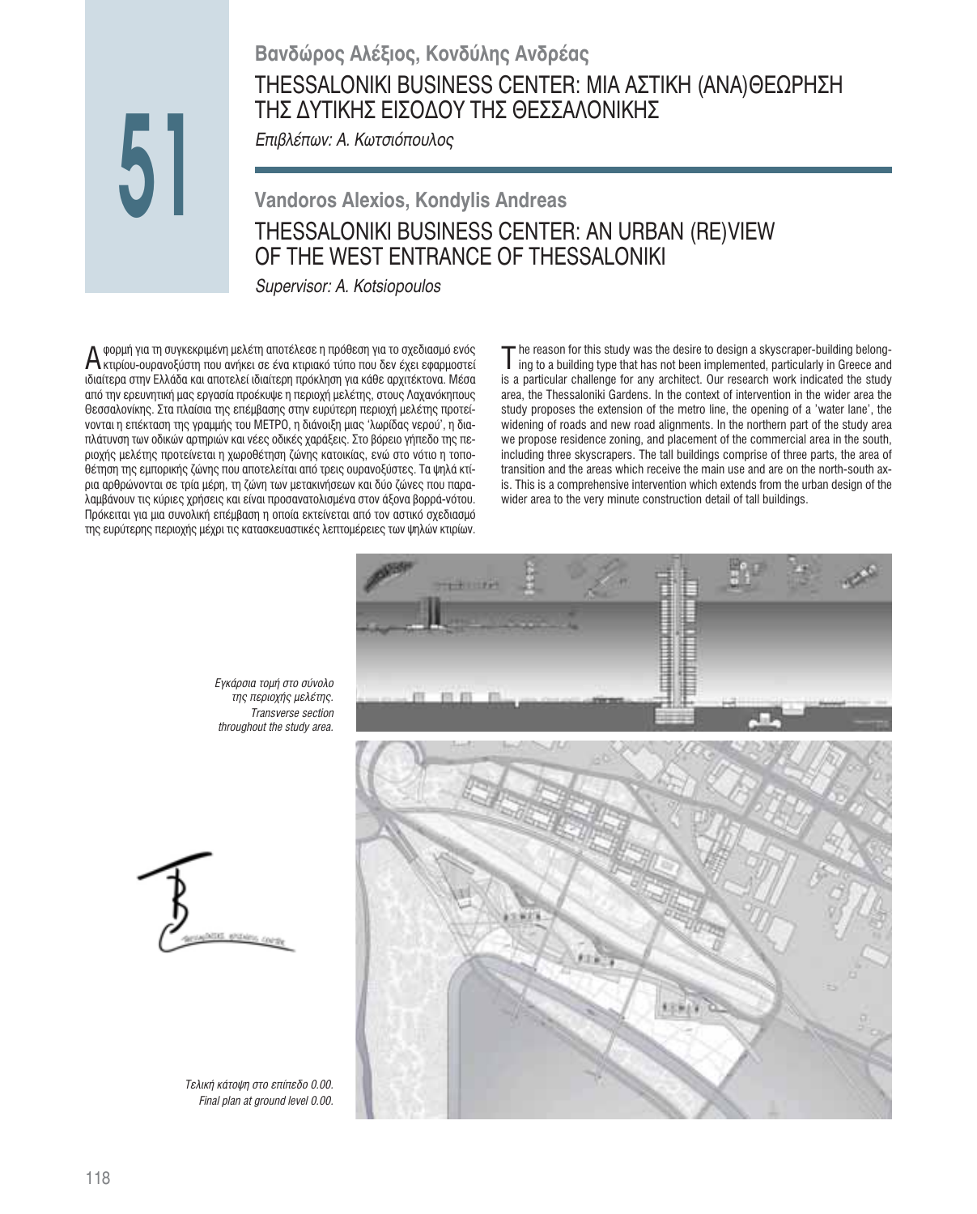# 51

## Βανδώρος Αλέξιος, Κονδύλης Ανδρέας

### THESSALONIKI BUSINESS CENTER: ΜΙΑ ΑΣΤΙΚΗ (ΑΝΑ)ΘΕΩΡΗΣΗ ΤΗΣ ΔΥΤΙΚΗΣ ΕΙΣΟΔΟΥ ΤΗΣ ΘΕΣΣΑΛΟΝΙΚΗΣ

*Επιβλέπων: Α. Κωτσιόπουλος*

## Vandoros Alexios, Kondylis Andreas

### THESSALONIKI BUSINESS CENTER: AN URBAN (RE)VIEW OF THE WEST ENTRANCE OF THESSALONIKI

*Supervisor: A. Kotsiopoulos*

Αφορμή για τη συγκεκριμένη μελέτη αποτέλεσε η πρόθεση για το σχεδιασμό ενός κτιρίου-ουρανοξύστη που ανήκει σε ένα κτιριακό τύπο που δεν έχει εφαρμοστεί ιδιαίτερα στην Ελλάδα και αποτελεί ιδιαίτερη πρόκληση για κάθε αρχιτέκτονα. Μέσα από την ερευνητική μας εργασία προέκυψε η περιοχή μελέτης, στους Λαχανόκηπους Θεσσαλονίκης. Στα πλαίσια της επέμβασης στην ευρύτερη περιοχή μελέτης προτείνονται η επέκταση της γραμμής του ΜΕΤΡΟ, η διάνοιξη μιας 'λωρίδας νερού', η διαπλάτυνση των οδικών αρτηριών και νέες οδικές χαράξεις. Στο βόρειο γήπεδο της περιοχής μελέτης προτείνεται η χωροθέτηση ζώνης κατοικίας, ενώ στο νότιο η τοποθέτηση της εμπορικής ζώνης που αποτελείται από τρεις ουρανοξύστες. Τα ψηλά κτίρια αρθρώνονται σε τρία μέρη, τη ζώνη των μετακινήσεων και δύο ζώνες που παραλαμβάνουν τις κύριες χρήσεις και είναι προσανατολισμένα στον άξονα βορρά-νότου. Πρόκειται για μια συνολική επέμβαση η οποία εκτείνεται από τον αστικό σχεδιασμό της ευρύτερης περιοχής μέχρι τις κατασκευαστικές λεπτομέρειες των ψηλών κτιρίων.

The reason for this study was the desire to design a skyscraper-building belonging to a building type that has not been implemented, particularly in Greece and is a particular challenge for any architect. Our research work indicated the study area, the Thessaloniki Gardens. In the context of intervention in the wider area the study proposes the extension of the metro line, the opening of a 'water lane', the widening of roads and new road alignments. In the northern part of the study area we propose residence zoning, and placement of the commercial area in the south, including three skyscrapers. The tall buildings comprise of three parts, the area of transition and the areas which receive the main use and are on the north-south axis. This is a comprehensive intervention which extends from the urban design of the wider area to the very minute construction detail of tall buildings.

*Εγκάρσια τομή στο σύνολο της περιοχής μελέτης.*
*Transverse section throughout the study area.*

*Τελική κάτοψη στο επίπεδο 0.00.*
*Final plan at ground level 0.00.*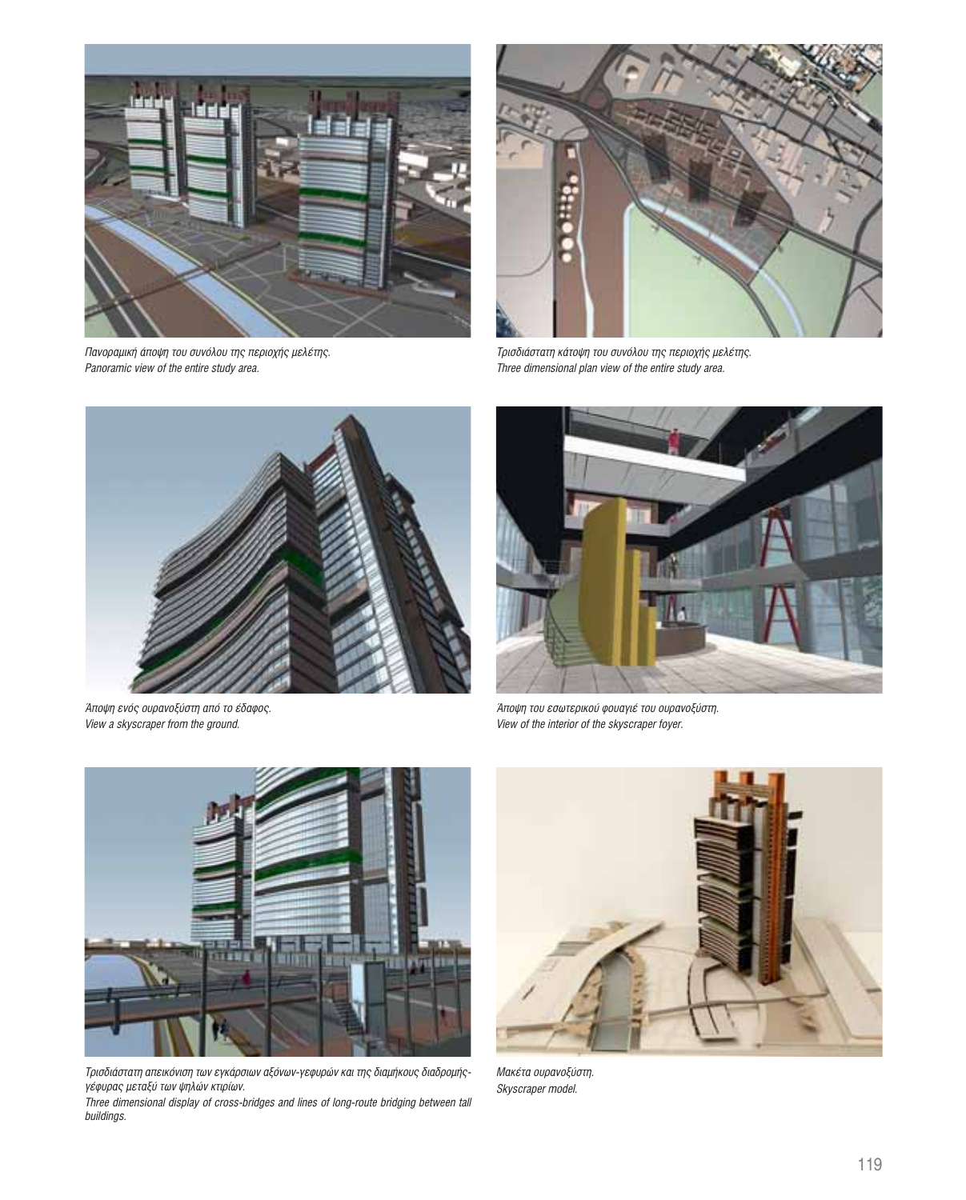*Πανοραμική άποψη του συνόλου της περιοχής μελέτης.*
*Panoramic view of the entire study area.*

*Τρισδιάστατη κάτοψη του συνόλου της περιοχής μελέτης.*
*Three dimensional plan view of the entire study area.*

*Άποψη ενός ουρανοξύστη από το έδαφος.*
*View a skyscraper from the ground.*

*Άποψη του εσωτερικού φουαγιέ του ουρανοξύστη.*
*View of the interior of the skyscraper foyer.*

*Τρισδιάστατη απεικόνιση των εγκάρσιων αξόνων-γεφυρών και της διαμήκους διαδρομής-γέφυρας μεταξύ των ψηλών κτιρίων.*
*Three dimensional display of cross-bridges and lines of long-route bridging between tall buildings.*

*Μακέτα ουρανοξύστη.*
*Skyscraper model.*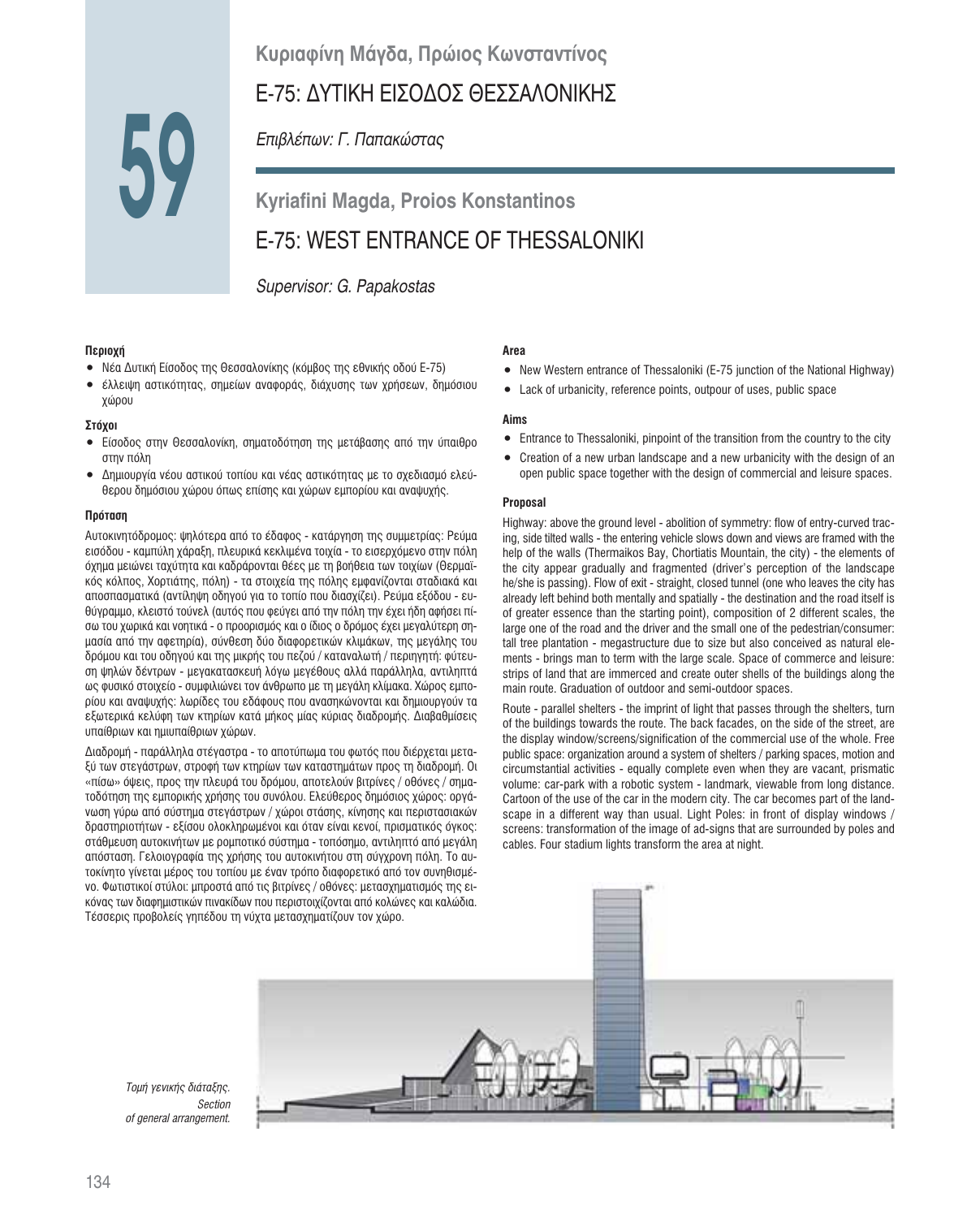# 59

**Κυριαφίνη Μάγδα, Πρώιος Κωνσταντίνος**

## Ε-75: ΔΥΤΙΚΗ ΕΙΣΟΔΟΣ ΘΕΣΣΑΛΟΝΙΚΗΣ

*Επιβλέπων: Γ. Παπακώστας*

**Kyriafini Magda, Proios Konstantinos**

## E-75: WEST ENTRANCE OF THESSALONIKI

*Supervisor: G. Papakostas*

**Περιοχή**

- Νέα Δυτική Είσοδος της Θεσσαλονίκης (κόμβος της εθνικής οδού Ε-75)
- έλλειψη αστικότητας, σημείων αναφοράς, διάχυσης των χρήσεων, δημόσιου χώρου

**Στόχοι**

- Είσοδος στην Θεσσαλονίκη, σηματοδότηση της μετάβασης από την ύπαιθρο στην πόλη
- Δημιουργία νέου αστικού τοπίου και νέας αστικότητας με το σχεδιασμό ελεύθερου δημόσιου χώρου όπως επίσης και χώρων εμπορίου και αναψυχής.

**Πρόταση**

Αυτοκινητόδρομος: ψηλότερα από το έδαφος - κατάργηση της συμμετρίας: Ρεύμα εισόδου - καμπύλη χάραξη, πλευρικά κεκλιμένα τοιχία - το εισερχόμενο στην πόλη όχημα μειώνει ταχύτητα και καδράρονται θέες με τη βοήθεια των τοιχίων (Θερμαϊκός κόλπος, Χορτιάτης, πόλη) - τα στοιχεία της πόλης εμφανίζονται σταδιακά και αποσπασματικά (αντίληψη οδηγού για το τοπίο που διασχίζει). Ρεύμα εξόδου - ευθύγραμμο, κλειστό τούνελ (αυτός που φεύγει από την πόλη την έχει ήδη αφήσει πίσω του χωρικά και νοητικά - ο προορισμός και ο ίδιος ο δρόμος έχει μεγαλύτερη σημασία από την αφετηρία), σύνθεση δύο διαφορετικών κλιμάκων, της μεγάλης του δρόμου και του οδηγού και της μικρής του πεζού / καταναλωτή / περιηγητή: φύτευση ψηλών δέντρων - μεγακατασκευή λόγω μεγέθους αλλά παράλληλα, αντιληπτά ως φυσικό στοιχείο - συμφιλιώνει τον άνθρωπο με τη μεγάλη κλίμακα. Χώρος εμπορίου και αναψυχής: λωρίδες του εδάφους που ανασηκώνονται και δημιουργούν τα εξωτερικά κελύφη των κτηρίων κατά μήκος μίας κύριας διαδρομής. Διαβαθμίσεις υπαίθριων και ημιυπαίθριων χώρων.

Διαδρομή - παράλληλα στέγαστρα - το αποτύπωμα του φωτός που διέρχεται μεταξύ των στεγάστρων, στροφή των κτηρίων των καταστημάτων προς τη διαδρομή. Οι «πίσω» όψεις, προς την πλευρά του δρόμου, αποτελούν βιτρίνες / οθόνες / σηματοδότηση της εμπορικής χρήσης του συνόλου. Ελεύθερος δημόσιος χώρος: οργάνωση γύρω από σύστημα στεγάστρων / χώροι στάσης, κίνησης και περιστασιακών δραστηριοτήτων - εξίσου ολοκληρωμένοι και όταν είναι κενοί, πρισματικός όγκος: στάθμευση αυτοκινήτων με ρομποτικό σύστημα - τοπόσημο, αντιληπτό από μεγάλη απόσταση. Γελοιογραφία της χρήσης του αυτοκινήτου στη σύγχρονη πόλη. Το αυτοκίνητο γίνεται μέρος του τοπίου με έναν τρόπο διαφορετικό από τον συνηθισμένο. Φωτιστικοί στύλοι: μπροστά από τις βιτρίνες / οθόνες: μετασχηματισμός της εικόνας των διαφημιστικών πινακίδων που περιστοιχίζονται από κολώνες και καλώδια. Τέσσερις προβολείς γηπέδου τη νύχτα μετασχηματίζουν τον χώρο.

**Area**

- New Western entrance of Thessaloniki (E-75 junction of the National Highway)
- Lack of urbanicity, reference points, outpour of uses, public space

**Aims**

- Entrance to Thessaloniki, pinpoint of the transition from the country to the city
- Creation of a new urban landscape and a new urbanicity with the design of an open public space together with the design of commercial and leisure spaces.

**Proposal**

Highway: above the ground level - abolition of symmetry: flow of entry-curved tracing, side tilted walls - the entering vehicle slows down and views are framed with the help of the walls (Thermaikos Bay, Chortiatis Mountain, the city) - the elements of the city appear gradually and fragmented (driver's perception of the landscape he/she is passing). Flow of exit - straight, closed tunnel (one who leaves the city has already left behind both mentally and spatially - the destination and the road itself is of greater essence than the starting point), composition of 2 different scales, the large one of the road and the driver and the small one of the pedestrian/consumer: tall tree plantation - megastructure due to size but also conceived as natural elements - brings man to term with the large scale. Space of commerce and leisure: strips of land that are immerced and create outer shells of the buildings along the main route. Graduation of outdoor and semi-outdoor spaces.

Route - parallel shelters - the imprint of light that passes through the shelters, turn of the buildings towards the route. The back facades, on the side of the street, are the display window/screens/signification of the commercial use of the whole. Free public space: organization around a system of shelters / parking spaces, motion and circumstantial activities - equally complete even when they are vacant, prismatic volume: car-park with a robotic system - landmark, viewable from long distance. Cartoon of the use of the car in the modern city. The car becomes part of the landscape in a different way than usual. Light Poles: in front of display windows / screens: transformation of the image of ad-signs that are surrounded by poles and cables. Four stadium lights transform the area at night.

*Τομή γενικής διάταξης.*
*Section of general arrangement.*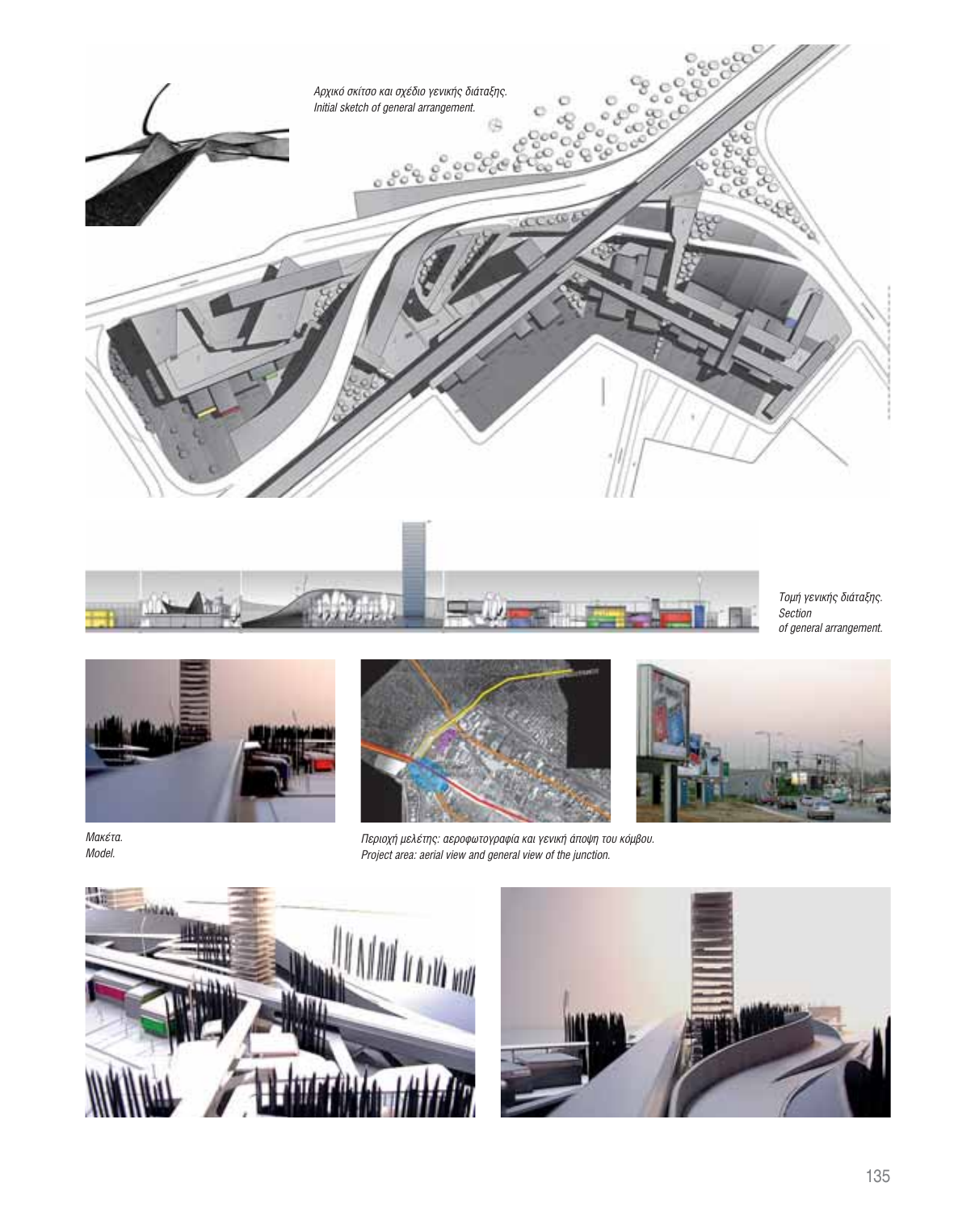*Αρχικό σκίτσο και σχέδιο γενικής διάταξης.*
*Initial sketch of general arrangement.*

*Τομή γενικής διάταξης.*
*Section*
*of general arrangement.*

*Μακέτα.*
*Model.*

*Περιοχή μελέτης: αεροφωτογραφία και γενική άποψη του κόμβου.*
*Project area: aerial view and general view of the junction.*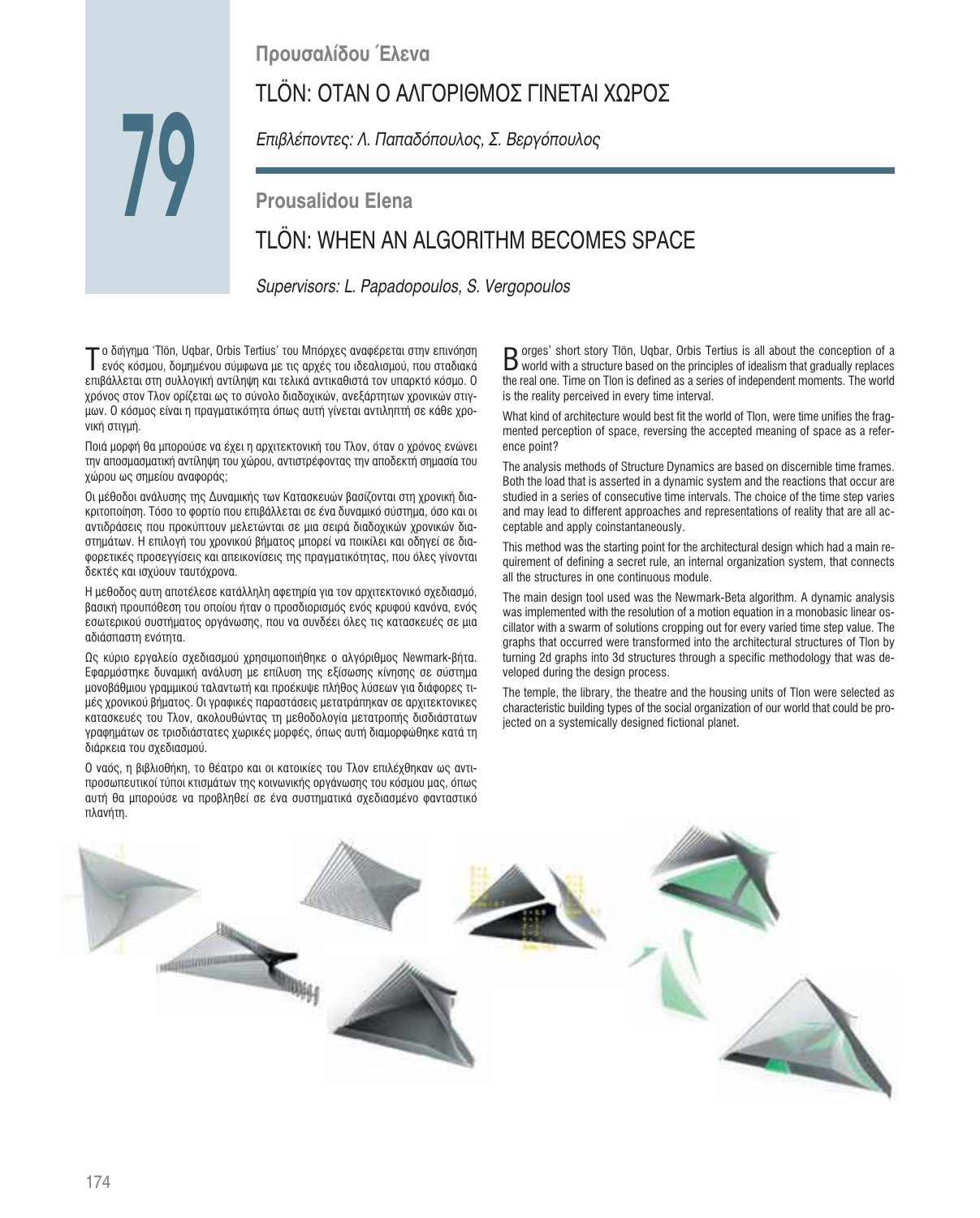# 79

**Προυσαλίδου Έλενα**

## TLÖN: ΟΤΑΝ Ο ΑΛΓΟΡΙΘΜΟΣ ΓΙΝΕΤΑΙ ΧΩΡΟΣ

*Επιβλέποντες: Λ. Παπαδόπουλος, Σ. Βεργόπουλος*

**Prousalidou Elena**

## TLÖN: WHEN AN ALGORITHM BECOMES SPACE

*Supervisors: L. Papadopoulos, S. Vergopoulos*

Το διήγημα 'Tlön, Uqbar, Orbis Tertius' του Μπόρχες αναφέρεται στην επινόηση ενός κόσμου, δομημένου σύμφωνα με τις αρχές του ιδεαλισμού, που σταδιακά επιβάλλεται στη συλλογική αντίληψη και τελικά αντικαθιστά τον υπαρκτό κόσμο. Ο χρόνος στον Τλον ορίζεται ως το σύνολο διαδοχικών, ανεξάρτητων χρονικών στιγμών. Ο κόσμος είναι η πραγματικότητα όπως αυτή γίνεται αντιληπτή σε κάθε χρονική στιγμή.

Ποιά μορφή θα μπορούσε να έχει η αρχιτεκτονική του Τλον, όταν ο χρόνος ενώνει την αποσπασματική αντίληψη του χώρου, αντιστρέφοντας την αποδεκτή σημασία του χώρου ως σημείου αναφοράς;

Οι μέθοδοι ανάλυσης της Δυναμικής των Κατασκευών βασίζονται στη χρονική διακριτοποίηση. Τόσο το φορτίο που επιβάλλεται σε ένα δυναμικό σύστημα, όσο και οι αντιδράσεις που προκύπτουν μελετώνται σε μια σειρά διαδοχικών χρονικών διαστημάτων. Η επιλογή του χρονικού βήματος μπορεί να ποικίλει και οδηγεί σε διαφορετικές προσεγγίσεις και απεικονίσεις της πραγματικότητας, που όλες γίνονται δεκτές και ισχύουν ταυτόχρονα.

Η μεθοδος αυτη αποτέλεσε κατάλληλη αφετηρία για τον αρχιτεκτονικό σχεδιασμό, βασική προυπόθεση του οποίου ήταν ο προσδιορισμός ενός κρυφού κανόνα, ενός εσωτερικού συστήματος οργάνωσης, που να συνδέει όλες τις κατασκευές σε μια αδιάσπαστη ενότητα.

Ως κύριο εργαλείο σχεδιασμού χρησιμοποιήθηκε ο αλγόριθμος Newmark-βήτα. Εφαρμόστηκε δυναμική ανάλυση με επίλυση της εξίσωσης κίνησης σε σύστημα μονοβάθμιου γραμμικού ταλαντωτή και προέκυψε πλήθος λύσεων για διάφορες τιμές χρονικού βήματος. Οι γραφικές παραστάσεις μετατράπηκαν σε αρχιτεκτονικές κατασκευές του Τλον, ακολουθώντας τη μεθοδολογία μετατροπής δισδιάστατων γραφημάτων σε τρισδιάστατες χωρικές μορφές, όπως αυτή διαμορφώθηκε κατά τη διάρκεια του σχεδιασμού.

Ο ναός, η βιβλιοθήκη, το θέατρο και οι κατοικίες του Τλον επιλέχθηκαν ως αντιπροσωπευτικοί τύποι κτισμάτων της κοινωνικής οργάνωσης του κόσμου μας, όπως αυτή θα μπορούσε να προβληθεί σε ένα συστηματικά σχεδιασμένο φανταστικό πλανήτη.

Borges' short story Tlön, Uqbar, Orbis Tertius is all about the conception of a world with a structure based on the principles of idealism that gradually replaces the real one. Time on Tlon is defined as a series of independent moments. The world is the reality perceived in every time interval.

What kind of architecture would best fit the world of Tlon, were time unifies the fragmented perception of space, reversing the accepted meaning of space as a reference point?

The analysis methods of Structure Dynamics are based on discernible time frames. Both the load that is asserted in a dynamic system and the reactions that occur are studied in a series of consecutive time intervals. The choice of the time step varies and may lead to different approaches and representations of reality that are all acceptable and apply coinstantaneously.

This method was the starting point for the architectural design which had a main requirement of defining a secret rule, an internal organization system, that connects all the structures in one continuous module.

The main design tool used was the Newmark-Beta algorithm. A dynamic analysis was implemented with the resolution of a motion equation in a monobasic linear oscillator with a swarm of solutions cropping out for every varied time step value. The graphs that occurred were transformed into the architectural structures of Tlon by turning 2d graphs into 3d structures through a specific methodology that was developed during the design process.

The temple, the library, the theatre and the housing units of Tlon were selected as characteristic building types of the social organization of our world that could be projected on a systemically designed fictional planet.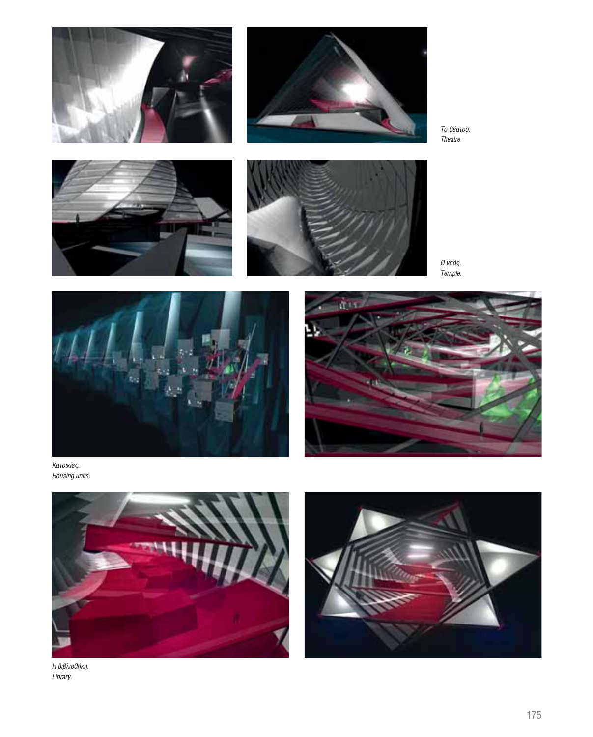*Το θέατρο.*
*Theatre.*

*Ο ναός.*
*Temple.*

*Κατοικίες.*
*Housing units.*

*Η βιβλιοθήκη.*
*Library.*